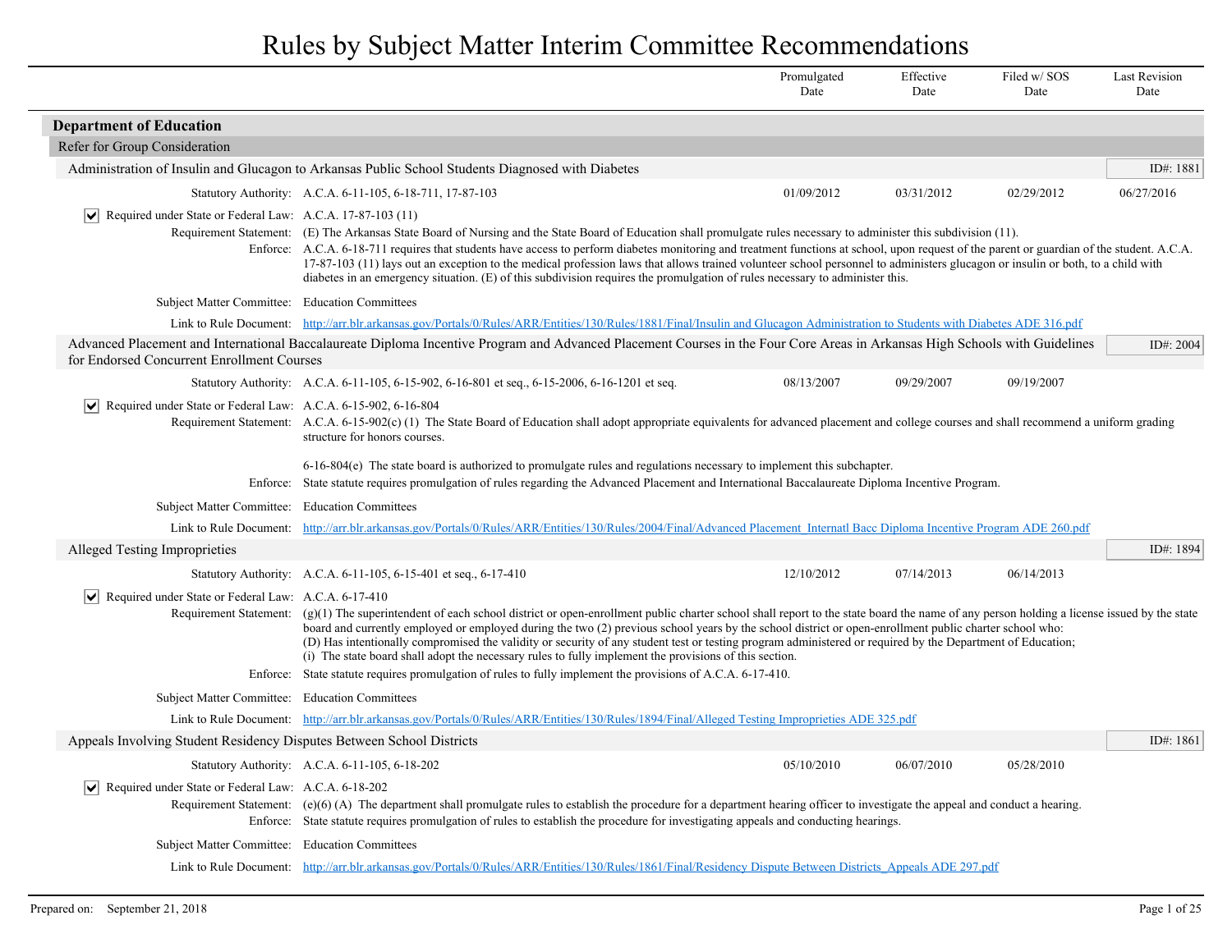# Rules by Subject Matter Interim Committee Recommendations

| | Promulgated Date | Effective Date | Filed w/ SOS Date | Last Revision Date |
|---|---|---|---|---|

## Department of Education

### Refer for Group Consideration

#### Administration of Insulin and Glucagon to Arkansas Public School Students Diagnosed with Diabetes

ID#: 1881

| Statutory Authority: A.C.A. 6-11-105, 6-18-711, 17-87-103 | 01/09/2012 | 03/31/2012 | 02/29/2012 | 06/27/2016 |
|---|---|---|---|---|

☑ **Required under State or Federal Law:** A.C.A. 17-87-103 (11)

**Requirement Statement:** (E) The Arkansas State Board of Nursing and the State Board of Education shall promulgate rules necessary to administer this subdivision (11).

**Enforce:** A.C.A. 6-18-711 requires that students have access to perform diabetes monitoring and treatment functions at school, upon request of the parent or guardian of the student. A.C.A. 17-87-103 (11) lays out an exception to the medical profession laws that allows trained volunteer school personnel to administers glucagon or insulin or both, to a child with diabetes in an emergency situation. (E) of this subdivision requires the promulgation of rules necessary to administer this.

**Subject Matter Committee:** Education Committees

**Link to Rule Document:** [http://arr.blr.arkansas.gov/Portals/0/Rules/ARR/Entities/130/Rules/1881/Final/Insulin and Glucagon Administration to Students with Diabetes ADE 316.pdf](http://arr.blr.arkansas.gov/Portals/0/Rules/ARR/Entities/130/Rules/1881/Final/Insulin and Glucagon Administration to Students with Diabetes ADE 316.pdf)

#### Advanced Placement and International Baccalaureate Diploma Incentive Program and Advanced Placement Courses in the Four Core Areas in Arkansas High Schools with Guidelines for Endorsed Concurrent Enrollment Courses

ID#: 2004

| Statutory Authority: A.C.A. 6-11-105, 6-15-902, 6-16-801 et seq., 6-15-2006, 6-16-1201 et seq. | 08/13/2007 | 09/29/2007 | 09/19/2007 | |
|---|---|---|---|---|

☑ **Required under State or Federal Law:** A.C.A. 6-15-902, 6-16-804

**Requirement Statement:** A.C.A. 6-15-902(c) (1) The State Board of Education shall adopt appropriate equivalents for advanced placement and college courses and shall recommend a uniform grading structure for honors courses.

6-16-804(e) The state board is authorized to promulgate rules and regulations necessary to implement this subchapter.

**Enforce:** State statute requires promulgation of rules regarding the Advanced Placement and International Baccalaureate Diploma Incentive Program.

**Subject Matter Committee:** Education Committees

**Link to Rule Document:** [http://arr.blr.arkansas.gov/Portals/0/Rules/ARR/Entities/130/Rules/2004/Final/Advanced Placement_Internatl Bacc Diploma Incentive Program ADE 260.pdf](http://arr.blr.arkansas.gov/Portals/0/Rules/ARR/Entities/130/Rules/2004/Final/Advanced Placement_Internatl Bacc Diploma Incentive Program ADE 260.pdf)

#### Alleged Testing Improprieties

ID#: 1894

| Statutory Authority: A.C.A. 6-11-105, 6-15-401 et seq., 6-17-410 | 12/10/2012 | 07/14/2013 | 06/14/2013 | |
|---|---|---|---|---|

☑ **Required under State or Federal Law:** A.C.A. 6-17-410

**Requirement Statement:** (g)(1) The superintendent of each school district or open-enrollment public charter school shall report to the state board the name of any person holding a license issued by the state board and currently employed or employed during the two (2) previous school years by the school district or open-enrollment public charter school who:
(D) Has intentionally compromised the validity or security of any student test or testing program administered or required by the Department of Education;
(i) The state board shall adopt the necessary rules to fully implement the provisions of this section.

**Enforce:** State statute requires promulgation of rules to fully implement the provisions of A.C.A. 6-17-410.

**Subject Matter Committee:** Education Committees

**Link to Rule Document:** [http://arr.blr.arkansas.gov/Portals/0/Rules/ARR/Entities/130/Rules/1894/Final/Alleged Testing Improprieties ADE 325.pdf](http://arr.blr.arkansas.gov/Portals/0/Rules/ARR/Entities/130/Rules/1894/Final/Alleged Testing Improprieties ADE 325.pdf)

#### Appeals Involving Student Residency Disputes Between School Districts

ID#: 1861

| Statutory Authority: A.C.A. 6-11-105, 6-18-202 | 05/10/2010 | 06/07/2010 | 05/28/2010 | |
|---|---|---|---|---|

☑ **Required under State or Federal Law:** A.C.A. 6-18-202

**Requirement Statement:** (e)(6) (A) The department shall promulgate rules to establish the procedure for a department hearing officer to investigate the appeal and conduct a hearing.

**Enforce:** State statute requires promulgation of rules to establish the procedure for investigating appeals and conducting hearings.

**Subject Matter Committee:** Education Committees

**Link to Rule Document:** [http://arr.blr.arkansas.gov/Portals/0/Rules/ARR/Entities/130/Rules/1861/Final/Residency Dispute Between Districts_Appeals ADE 297.pdf](http://arr.blr.arkansas.gov/Portals/0/Rules/ARR/Entities/130/Rules/1861/Final/Residency Dispute Between Districts_Appeals ADE 297.pdf)

Prepared on: September 21, 2018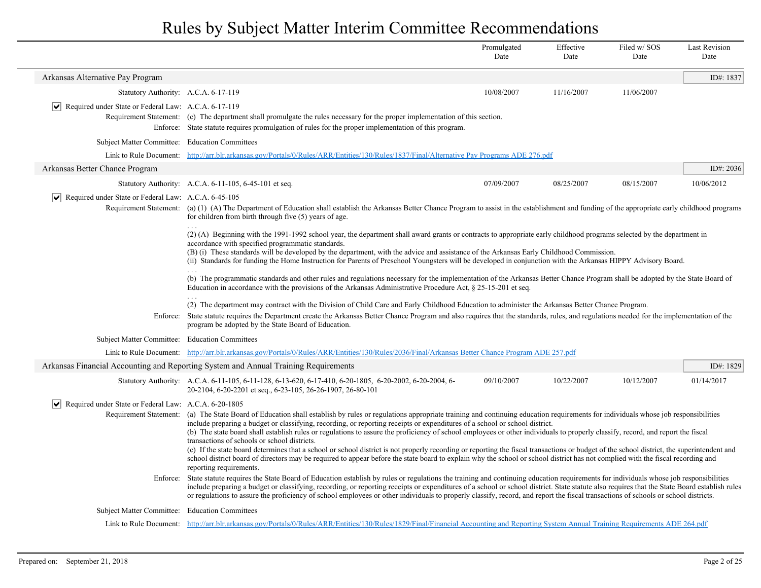# Rules by Subject Matter Interim Committee Recommendations

| | Promulgated Date | Effective Date | Filed w/ SOS Date | Last Revision Date |
|---|---|---|---|---|

## Arkansas Alternative Pay Program

**ID#: 1837**

| | Promulgated Date | Effective Date | Filed w/ SOS Date | Last Revision Date |
|---|---|---|---|---|
| Statutory Authority: A.C.A. 6-17-119 | 10/08/2007 | 11/16/2007 | 11/06/2007 | |

☑ Required under State or Federal Law: A.C.A. 6-17-119

Requirement Statement: (c) The department shall promulgate the rules necessary for the proper implementation of this section.

Enforce: State statute requires promulgation of rules for the proper implementation of this program.

Subject Matter Committee: Education Committees

Link to Rule Document: http://arr.blr.arkansas.gov/Portals/0/Rules/ARR/Entities/130/Rules/1837/Final/Alternative Pay Programs ADE 276.pdf

## Arkansas Better Chance Program

**ID#: 2036**

| | Promulgated Date | Effective Date | Filed w/ SOS Date | Last Revision Date |
|---|---|---|---|---|
| Statutory Authority: A.C.A. 6-11-105, 6-45-101 et seq. | 07/09/2007 | 08/25/2007 | 08/15/2007 | 10/06/2012 |

☑ Required under State or Federal Law: A.C.A. 6-45-105

Requirement Statement: (a) (1) (A) The Department of Education shall establish the Arkansas Better Chance Program to assist in the establishment and funding of the appropriate early childhood programs for children from birth through five (5) years of age.

. . .

(2) (A) Beginning with the 1991-1992 school year, the department shall award grants or contracts to appropriate early childhood programs selected by the department in accordance with specified programmatic standards.
(B) (i) These standards will be developed by the department, with the advice and assistance of the Arkansas Early Childhood Commission.
(ii) Standards for funding the Home Instruction for Parents of Preschool Youngsters will be developed in conjunction with the Arkansas HIPPY Advisory Board.

. . .

(b) The programmatic standards and other rules and regulations necessary for the implementation of the Arkansas Better Chance Program shall be adopted by the State Board of Education in accordance with the provisions of the Arkansas Administrative Procedure Act, § 25-15-201 et seq.

. . .

(2) The department may contract with the Division of Child Care and Early Childhood Education to administer the Arkansas Better Chance Program.

Enforce: State statute requires the Department create the Arkansas Better Chance Program and also requires that the standards, rules, and regulations needed for the implementation of the program be adopted by the State Board of Education.

Subject Matter Committee: Education Committees

Link to Rule Document: http://arr.blr.arkansas.gov/Portals/0/Rules/ARR/Entities/130/Rules/2036/Final/Arkansas Better Chance Program ADE 257.pdf

## Arkansas Financial Accounting and Reporting System and Annual Training Requirements

**ID#: 1829**

| | Promulgated Date | Effective Date | Filed w/ SOS Date | Last Revision Date |
|---|---|---|---|---|
| Statutory Authority: A.C.A. 6-11-105, 6-11-128, 6-13-620, 6-17-410, 6-20-1805, 6-20-2002, 6-20-2004, 6-20-2104, 6-20-2201 et seq., 6-23-105, 26-26-1907, 26-80-101 | 09/10/2007 | 10/22/2007 | 10/12/2007 | 01/14/2017 |

☑ Required under State or Federal Law: A.C.A. 6-20-1805

Requirement Statement: (a) The State Board of Education shall establish by rules or regulations appropriate training and continuing education requirements for individuals whose job responsibilities include preparing a budget or classifying, recording, or reporting receipts or expenditures of a school or school district.
(b) The state board shall establish rules or regulations to assure the proficiency of school employees or other individuals to properly classify, record, and report the fiscal transactions of schools or school districts.
(c) If the state board determines that a school or school district is not properly recording or reporting the fiscal transactions or budget of the school district, the superintendent and school district board of directors may be required to appear before the state board to explain why the school or school district has not complied with the fiscal recording and reporting requirements.

Enforce: State statute requires the State Board of Education establish by rules or regulations the training and continuing education requirements for individuals whose job responsibilities include preparing a budget or classifying, recording, or reporting receipts or expenditures of a school or school district. State statute also requires that the State Board establish rules or regulations to assure the proficiency of school employees or other individuals to properly classify, record, and report the fiscal transactions of schools or school districts.

Subject Matter Committee: Education Committees

Link to Rule Document: http://arr.blr.arkansas.gov/Portals/0/Rules/ARR/Entities/130/Rules/1829/Final/Financial Accounting and Reporting System Annual Training Requirements ADE 264.pdf

Prepared on: September 21, 2018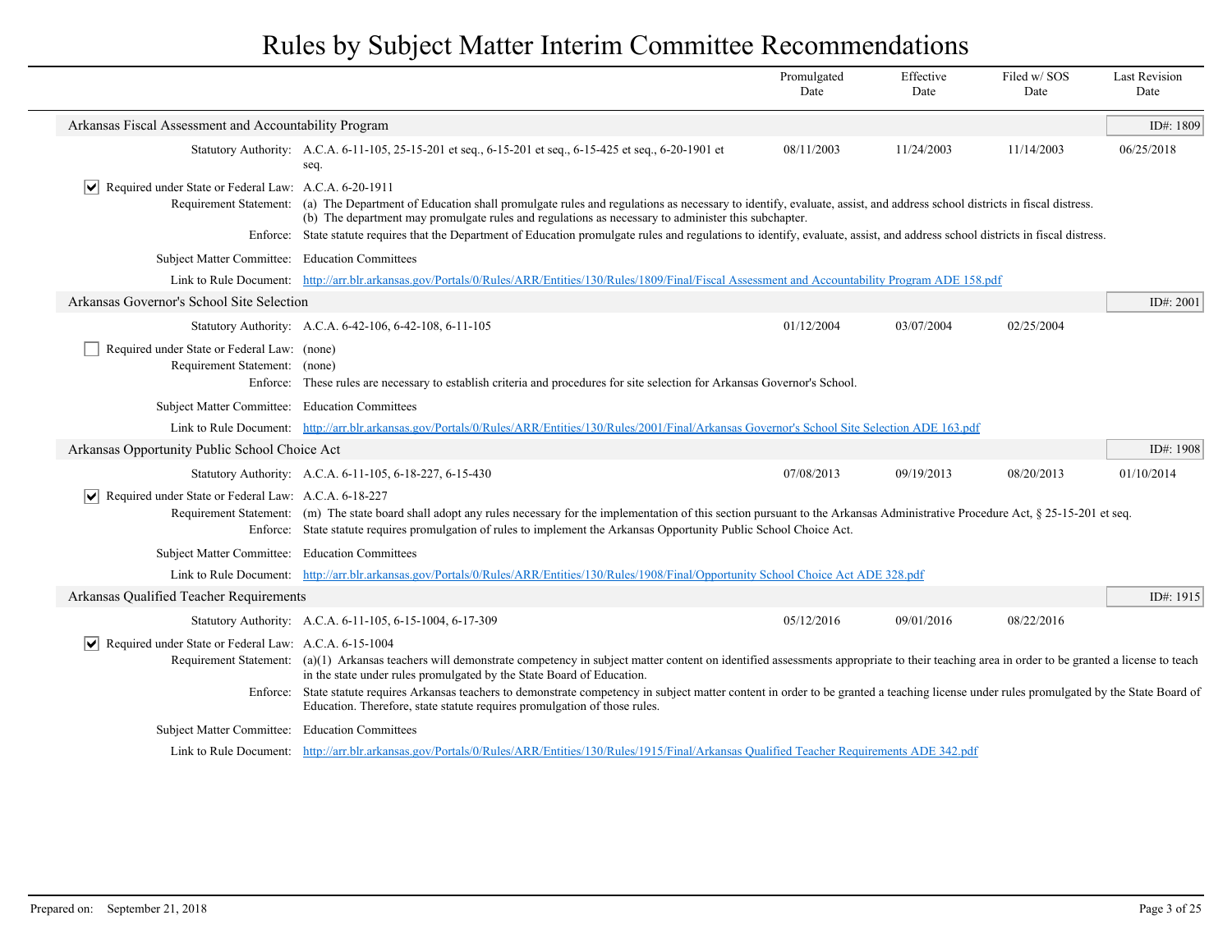# Rules by Subject Matter Interim Committee Recommendations

| | Promulgated Date | Effective Date | Filed w/ SOS Date | Last Revision Date |
|---|---|---|---|---|

## Arkansas Fiscal Assessment and Accountability Program

**ID#: 1809**

| | Promulgated Date | Effective Date | Filed w/ SOS Date | Last Revision Date |
|---|---|---|---|---|
| Statutory Authority: A.C.A. 6-11-105, 25-15-201 et seq., 6-15-201 et seq., 6-15-425 et seq., 6-20-1901 et seq. | 08/11/2003 | 11/24/2003 | 11/14/2003 | 06/25/2018 |

☑ Required under State or Federal Law: A.C.A. 6-20-1911

Requirement Statement: (a) The Department of Education shall promulgate rules and regulations as necessary to identify, evaluate, assist, and address school districts in fiscal distress.
(b) The department may promulgate rules and regulations as necessary to administer this subchapter.

Enforce: State statute requires that the Department of Education promulgate rules and regulations to identify, evaluate, assist, and address school districts in fiscal distress.

Subject Matter Committee: Education Committees

Link to Rule Document: [http://arr.blr.arkansas.gov/Portals/0/Rules/ARR/Entities/130/Rules/1809/Final/Fiscal Assessment and Accountability Program ADE 158.pdf](http://arr.blr.arkansas.gov/Portals/0/Rules/ARR/Entities/130/Rules/1809/Final/Fiscal Assessment and Accountability Program ADE 158.pdf)

## Arkansas Governor's School Site Selection

**ID#: 2001**

| | Promulgated Date | Effective Date | Filed w/ SOS Date | Last Revision Date |
|---|---|---|---|---|
| Statutory Authority: A.C.A. 6-42-106, 6-42-108, 6-11-105 | 01/12/2004 | 03/07/2004 | 02/25/2004 | |

☐ Required under State or Federal Law: (none)

Requirement Statement: (none)

Enforce: These rules are necessary to establish criteria and procedures for site selection for Arkansas Governor's School.

Subject Matter Committee: Education Committees

Link to Rule Document: [http://arr.blr.arkansas.gov/Portals/0/Rules/ARR/Entities/130/Rules/2001/Final/Arkansas Governor's School Site Selection ADE 163.pdf](http://arr.blr.arkansas.gov/Portals/0/Rules/ARR/Entities/130/Rules/2001/Final/Arkansas Governor's School Site Selection ADE 163.pdf)

## Arkansas Opportunity Public School Choice Act

**ID#: 1908**

| | Promulgated Date | Effective Date | Filed w/ SOS Date | Last Revision Date |
|---|---|---|---|---|
| Statutory Authority: A.C.A. 6-11-105, 6-18-227, 6-15-430 | 07/08/2013 | 09/19/2013 | 08/20/2013 | 01/10/2014 |

☑ Required under State or Federal Law: A.C.A. 6-18-227

Requirement Statement: (m) The state board shall adopt any rules necessary for the implementation of this section pursuant to the Arkansas Administrative Procedure Act, § 25-15-201 et seq.

Enforce: State statute requires promulgation of rules to implement the Arkansas Opportunity Public School Choice Act.

Subject Matter Committee: Education Committees

Link to Rule Document: [http://arr.blr.arkansas.gov/Portals/0/Rules/ARR/Entities/130/Rules/1908/Final/Opportunity School Choice Act ADE 328.pdf](http://arr.blr.arkansas.gov/Portals/0/Rules/ARR/Entities/130/Rules/1908/Final/Opportunity School Choice Act ADE 328.pdf)

## Arkansas Qualified Teacher Requirements

**ID#: 1915**

| | Promulgated Date | Effective Date | Filed w/ SOS Date | Last Revision Date |
|---|---|---|---|---|
| Statutory Authority: A.C.A. 6-11-105, 6-15-1004, 6-17-309 | 05/12/2016 | 09/01/2016 | 08/22/2016 | |

☑ Required under State or Federal Law: A.C.A. 6-15-1004

Requirement Statement: (a)(1) Arkansas teachers will demonstrate competency in subject matter content on identified assessments appropriate to their teaching area in order to be granted a license to teach in the state under rules promulgated by the State Board of Education.

Enforce: State statute requires Arkansas teachers to demonstrate competency in subject matter content in order to be granted a teaching license under rules promulgated by the State Board of Education. Therefore, state statute requires promulgation of those rules.

Subject Matter Committee: Education Committees

Link to Rule Document: [http://arr.blr.arkansas.gov/Portals/0/Rules/ARR/Entities/130/Rules/1915/Final/Arkansas Qualified Teacher Requirements ADE 342.pdf](http://arr.blr.arkansas.gov/Portals/0/Rules/ARR/Entities/130/Rules/1915/Final/Arkansas Qualified Teacher Requirements ADE 342.pdf)

Prepared on: September 21, 2018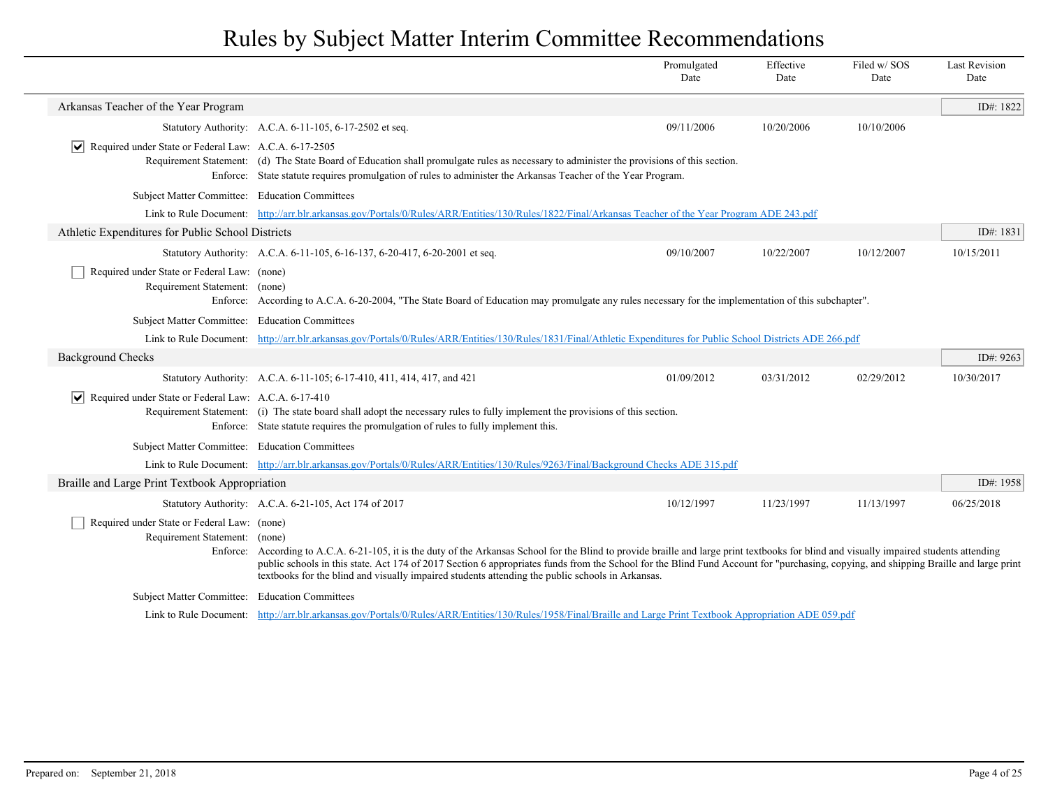# Rules by Subject Matter Interim Committee Recommendations

| | Promulgated Date | Effective Date | Filed w/ SOS Date | Last Revision Date |
|---|---|---|---|---|

## Arkansas Teacher of the Year Program

ID#: 1822

| | Promulgated Date | Effective Date | Filed w/ SOS Date | Last Revision Date |
|---|---|---|---|---|
| Statutory Authority: A.C.A. 6-11-105, 6-17-2502 et seq. | 09/11/2006 | 10/20/2006 | 10/10/2006 | |

- [x] Required under State or Federal Law: A.C.A. 6-17-2505

Requirement Statement: (d) The State Board of Education shall promulgate rules as necessary to administer the provisions of this section.

Enforce: State statute requires promulgation of rules to administer the Arkansas Teacher of the Year Program.

Subject Matter Committee: Education Committees

Link to Rule Document: http://arr.blr.arkansas.gov/Portals/0/Rules/ARR/Entities/130/Rules/1822/Final/Arkansas Teacher of the Year Program ADE 243.pdf

## Athletic Expenditures for Public School Districts

ID#: 1831

| | Promulgated Date | Effective Date | Filed w/ SOS Date | Last Revision Date |
|---|---|---|---|---|
| Statutory Authority: A.C.A. 6-11-105, 6-16-137, 6-20-417, 6-20-2001 et seq. | 09/10/2007 | 10/22/2007 | 10/12/2007 | 10/15/2011 |

- [ ] Required under State or Federal Law: (none)

Requirement Statement: (none)

Enforce: According to A.C.A. 6-20-2004, "The State Board of Education may promulgate any rules necessary for the implementation of this subchapter".

Subject Matter Committee: Education Committees

Link to Rule Document: http://arr.blr.arkansas.gov/Portals/0/Rules/ARR/Entities/130/Rules/1831/Final/Athletic Expenditures for Public School Districts ADE 266.pdf

## Background Checks

ID#: 9263

| | Promulgated Date | Effective Date | Filed w/ SOS Date | Last Revision Date |
|---|---|---|---|---|
| Statutory Authority: A.C.A. 6-11-105; 6-17-410, 411, 414, 417, and 421 | 01/09/2012 | 03/31/2012 | 02/29/2012 | 10/30/2017 |

- [x] Required under State or Federal Law: A.C.A. 6-17-410

Requirement Statement: (i) The state board shall adopt the necessary rules to fully implement the provisions of this section.

Enforce: State statute requires the promulgation of rules to fully implement this.

Subject Matter Committee: Education Committees

Link to Rule Document: http://arr.blr.arkansas.gov/Portals/0/Rules/ARR/Entities/130/Rules/9263/Final/Background Checks ADE 315.pdf

## Braille and Large Print Textbook Appropriation

ID#: 1958

| | Promulgated Date | Effective Date | Filed w/ SOS Date | Last Revision Date |
|---|---|---|---|---|
| Statutory Authority: A.C.A. 6-21-105, Act 174 of 2017 | 10/12/1997 | 11/23/1997 | 11/13/1997 | 06/25/2018 |

- [ ] Required under State or Federal Law: (none)

Requirement Statement: (none)

Enforce: According to A.C.A. 6-21-105, it is the duty of the Arkansas School for the Blind to provide braille and large print textbooks for blind and visually impaired students attending public schools in this state. Act 174 of 2017 Section 6 appropriates funds from the School for the Blind Fund Account for "purchasing, copying, and shipping Braille and large print textbooks for the blind and visually impaired students attending the public schools in Arkansas.

Subject Matter Committee: Education Committees

Link to Rule Document: http://arr.blr.arkansas.gov/Portals/0/Rules/ARR/Entities/130/Rules/1958/Final/Braille and Large Print Textbook Appropriation ADE 059.pdf

Prepared on: September 21, 2018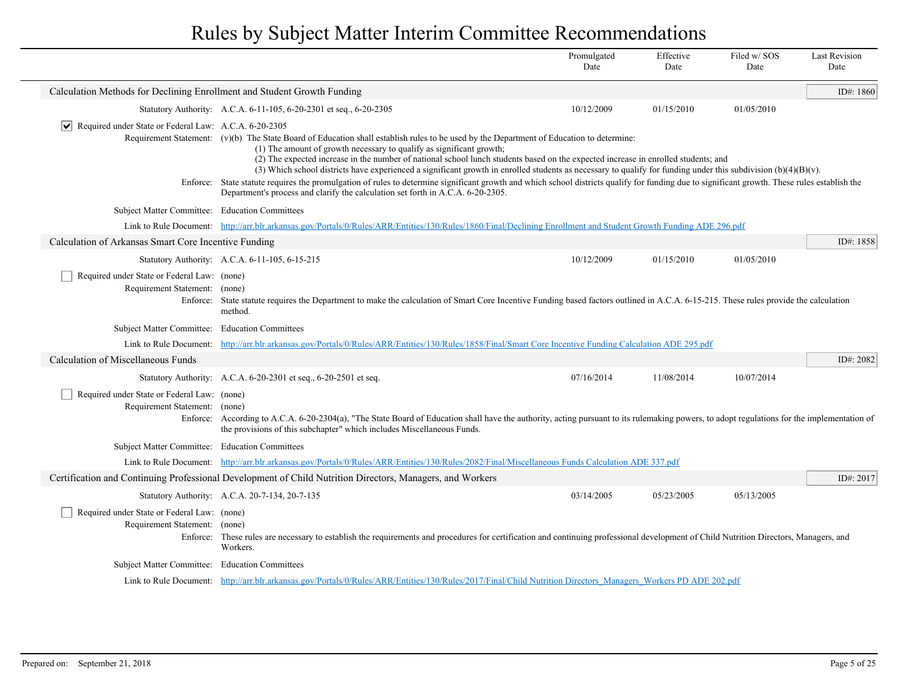# Rules by Subject Matter Interim Committee Recommendations

| | Promulgated Date | Effective Date | Filed w/ SOS Date | Last Revision Date |
|---|---|---|---|---|

## Calculation Methods for Declining Enrollment and Student Growth Funding

**ID#: 1860**

| | Promulgated Date | Effective Date | Filed w/ SOS Date | Last Revision Date |
|---|---|---|---|---|
| Statutory Authority: A.C.A. 6-11-105, 6-20-2301 et seq., 6-20-2305 | 10/12/2009 | 01/15/2010 | 01/05/2010 | |

☑ Required under State or Federal Law: A.C.A. 6-20-2305

Requirement Statement: (v)(b) The State Board of Education shall establish rules to be used by the Department of Education to determine:

(1) The amount of growth necessary to qualify as significant growth;
(2) The expected increase in the number of national school lunch students based on the expected increase in enrolled students; and
(3) Which school districts have experienced a significant growth in enrolled students as necessary to qualify for funding under this subdivision (b)(4)(B)(v).

Enforce: State statute requires the promulgation of rules to determine significant growth and which school districts qualify for funding due to significant growth. These rules establish the Department's process and clarify the calculation set forth in A.C.A. 6-20-2305.

Subject Matter Committee: Education Committees

Link to Rule Document: [http://arr.blr.arkansas.gov/Portals/0/Rules/ARR/Entities/130/Rules/1860/Final/Declining Enrollment and Student Growth Funding ADE 296.pdf](http://arr.blr.arkansas.gov/Portals/0/Rules/ARR/Entities/130/Rules/1860/Final/Declining Enrollment and Student Growth Funding ADE 296.pdf)

## Calculation of Arkansas Smart Core Incentive Funding

**ID#: 1858**

| | Promulgated Date | Effective Date | Filed w/ SOS Date | Last Revision Date |
|---|---|---|---|---|
| Statutory Authority: A.C.A. 6-11-105, 6-15-215 | 10/12/2009 | 01/15/2010 | 01/05/2010 | |

☐ Required under State or Federal Law: (none)

Requirement Statement: (none)

Enforce: State statute requires the Department to make the calculation of Smart Core Incentive Funding based factors outlined in A.C.A. 6-15-215. These rules provide the calculation method.

Subject Matter Committee: Education Committees

Link to Rule Document: [http://arr.blr.arkansas.gov/Portals/0/Rules/ARR/Entities/130/Rules/1858/Final/Smart Core Incentive Funding Calculation ADE 295.pdf](http://arr.blr.arkansas.gov/Portals/0/Rules/ARR/Entities/130/Rules/1858/Final/Smart Core Incentive Funding Calculation ADE 295.pdf)

## Calculation of Miscellaneous Funds

**ID#: 2082**

| | Promulgated Date | Effective Date | Filed w/ SOS Date | Last Revision Date |
|---|---|---|---|---|
| Statutory Authority: A.C.A. 6-20-2301 et seq., 6-20-2501 et seq. | 07/16/2014 | 11/08/2014 | 10/07/2014 | |

☐ Required under State or Federal Law: (none)

Requirement Statement: (none)

Enforce: According to A.C.A. 6-20-2304(a), "The State Board of Education shall have the authority, acting pursuant to its rulemaking powers, to adopt regulations for the implementation of the provisions of this subchapter" which includes Miscellaneous Funds.

Subject Matter Committee: Education Committees

Link to Rule Document: [http://arr.blr.arkansas.gov/Portals/0/Rules/ARR/Entities/130/Rules/2082/Final/Miscellaneous Funds Calculation ADE 337.pdf](http://arr.blr.arkansas.gov/Portals/0/Rules/ARR/Entities/130/Rules/2082/Final/Miscellaneous Funds Calculation ADE 337.pdf)

## Certification and Continuing Professional Development of Child Nutrition Directors, Managers, and Workers

**ID#: 2017**

| | Promulgated Date | Effective Date | Filed w/ SOS Date | Last Revision Date |
|---|---|---|---|---|
| Statutory Authority: A.C.A. 20-7-134, 20-7-135 | 03/14/2005 | 05/23/2005 | 05/13/2005 | |

☐ Required under State or Federal Law: (none)

Requirement Statement: (none)

Enforce: These rules are necessary to establish the requirements and procedures for certification and continuing professional development of Child Nutrition Directors, Managers, and Workers.

Subject Matter Committee: Education Committees

Link to Rule Document: [http://arr.blr.arkansas.gov/Portals/0/Rules/ARR/Entities/130/Rules/2017/Final/Child Nutrition Directors_Managers_Workers PD ADE 202.pdf](http://arr.blr.arkansas.gov/Portals/0/Rules/ARR/Entities/130/Rules/2017/Final/Child Nutrition Directors_Managers_Workers PD ADE 202.pdf)

Prepared on: September 21, 2018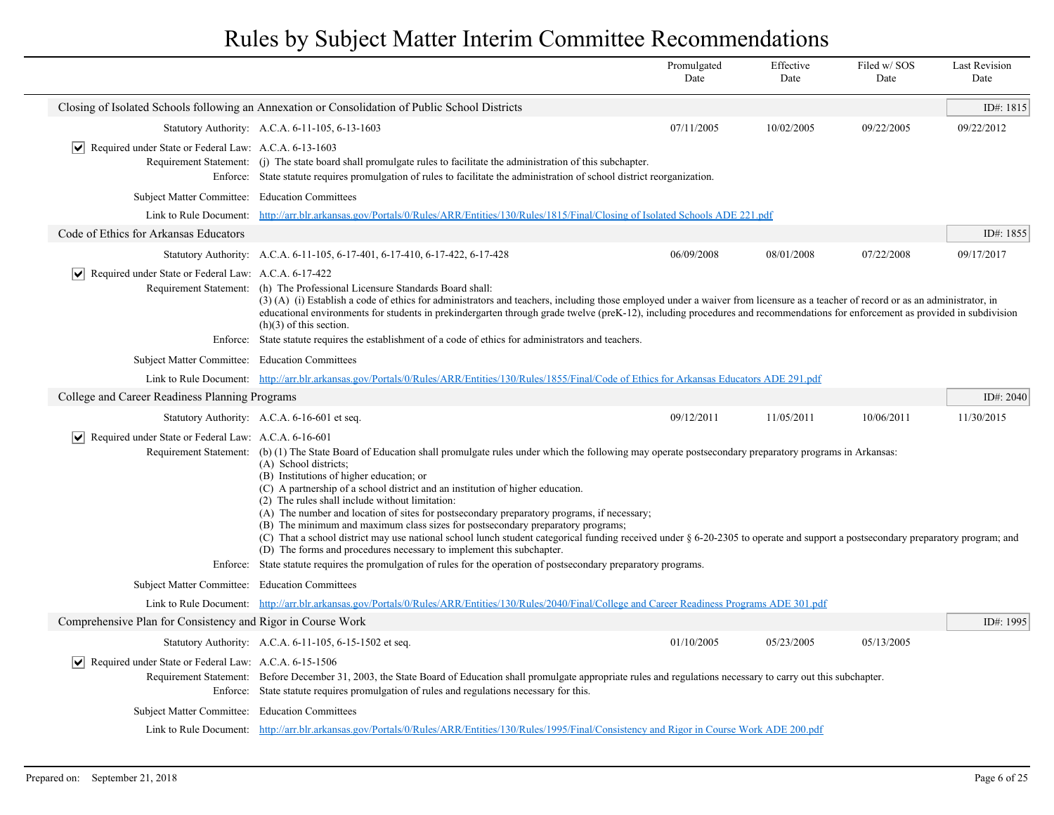# Rules by Subject Matter Interim Committee Recommendations

| | Promulgated Date | Effective Date | Filed w/ SOS Date | Last Revision Date |
|---|---|---|---|---|

## Closing of Isolated Schools following an Annexation or Consolidation of Public School Districts

**ID#: 1815**

| | Promulgated Date | Effective Date | Filed w/ SOS Date | Last Revision Date |
|---|---|---|---|---|
| Statutory Authority: A.C.A. 6-11-105, 6-13-1603 | 07/11/2005 | 10/02/2005 | 09/22/2005 | 09/22/2012 |

☑ Required under State or Federal Law: A.C.A. 6-13-1603

Requirement Statement: (j) The state board shall promulgate rules to facilitate the administration of this subchapter.

Enforce: State statute requires promulgation of rules to facilitate the administration of school district reorganization.

Subject Matter Committee: Education Committees

Link to Rule Document: http://arr.blr.arkansas.gov/Portals/0/Rules/ARR/Entities/130/Rules/1815/Final/Closing of Isolated Schools ADE 221.pdf

## Code of Ethics for Arkansas Educators

**ID#: 1855**

| | Promulgated Date | Effective Date | Filed w/ SOS Date | Last Revision Date |
|---|---|---|---|---|
| Statutory Authority: A.C.A. 6-11-105, 6-17-401, 6-17-410, 6-17-422, 6-17-428 | 06/09/2008 | 08/01/2008 | 07/22/2008 | 09/17/2017 |

☑ Required under State or Federal Law: A.C.A. 6-17-422

Requirement Statement: (h) The Professional Licensure Standards Board shall:
(3) (A) (i) Establish a code of ethics for administrators and teachers, including those employed under a waiver from licensure as a teacher of record or as an administrator, in educational environments for students in prekindergarten through grade twelve (preK-12), including procedures and recommendations for enforcement as provided in subdivision (h)(3) of this section.

Enforce: State statute requires the establishment of a code of ethics for administrators and teachers.

Subject Matter Committee: Education Committees

Link to Rule Document: http://arr.blr.arkansas.gov/Portals/0/Rules/ARR/Entities/130/Rules/1855/Final/Code of Ethics for Arkansas Educators ADE 291.pdf

## College and Career Readiness Planning Programs

**ID#: 2040**

| | Promulgated Date | Effective Date | Filed w/ SOS Date | Last Revision Date |
|---|---|---|---|---|
| Statutory Authority: A.C.A. 6-16-601 et seq. | 09/12/2011 | 11/05/2011 | 10/06/2011 | 11/30/2015 |

☑ Required under State or Federal Law: A.C.A. 6-16-601

Requirement Statement: (b) (1) The State Board of Education shall promulgate rules under which the following may operate postsecondary preparatory programs in Arkansas:
(A) School districts;
(B) Institutions of higher education; or
(C) A partnership of a school district and an institution of higher education.
(2) The rules shall include without limitation:
(A) The number and location of sites for postsecondary preparatory programs, if necessary;
(B) The minimum and maximum class sizes for postsecondary preparatory programs;
(C) That a school district may use national school lunch student categorical funding received under § 6-20-2305 to operate and support a postsecondary preparatory program; and
(D) The forms and procedures necessary to implement this subchapter.

Enforce: State statute requires the promulgation of rules for the operation of postsecondary preparatory programs.

Subject Matter Committee: Education Committees

Link to Rule Document: http://arr.blr.arkansas.gov/Portals/0/Rules/ARR/Entities/130/Rules/2040/Final/College and Career Readiness Programs ADE 301.pdf

## Comprehensive Plan for Consistency and Rigor in Course Work

**ID#: 1995**

| | Promulgated Date | Effective Date | Filed w/ SOS Date | Last Revision Date |
|---|---|---|---|---|
| Statutory Authority: A.C.A. 6-11-105, 6-15-1502 et seq. | 01/10/2005 | 05/23/2005 | 05/13/2005 | |

☑ Required under State or Federal Law: A.C.A. 6-15-1506

Requirement Statement: Before December 31, 2003, the State Board of Education shall promulgate appropriate rules and regulations necessary to carry out this subchapter.

Enforce: State statute requires promulgation of rules and regulations necessary for this.

Subject Matter Committee: Education Committees

Link to Rule Document: http://arr.blr.arkansas.gov/Portals/0/Rules/ARR/Entities/130/Rules/1995/Final/Consistency and Rigor in Course Work ADE 200.pdf

Prepared on: September 21, 2018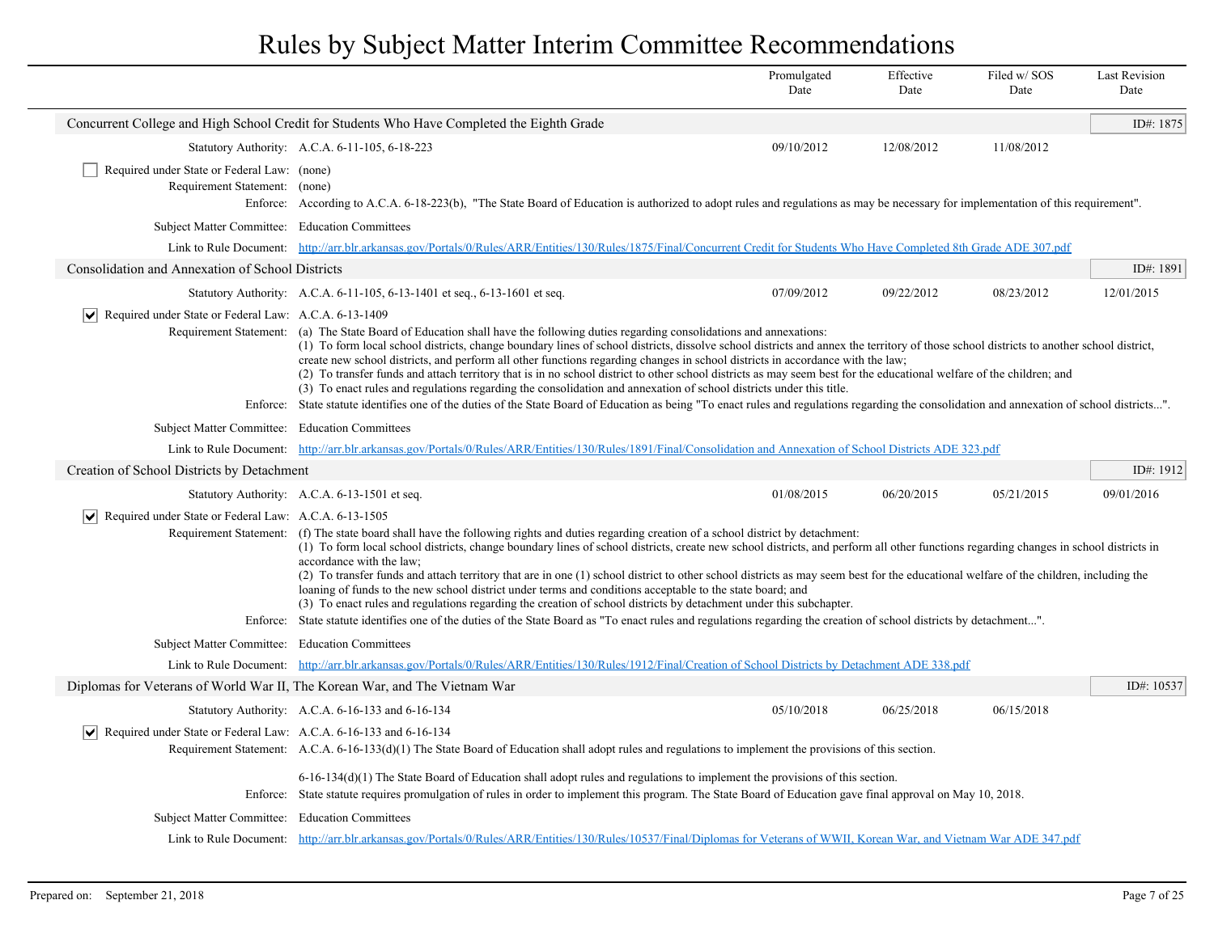# Rules by Subject Matter Interim Committee Recommendations

| | Promulgated Date | Effective Date | Filed w/ SOS Date | Last Revision Date |
|---|---|---|---|---|

## Concurrent College and High School Credit for Students Who Have Completed the Eighth Grade

ID#: 1875

| | Promulgated Date | Effective Date | Filed w/ SOS Date | Last Revision Date |
|---|---|---|---|---|
| Statutory Authority: A.C.A. 6-11-105, 6-18-223 | 09/10/2012 | 12/08/2012 | 11/08/2012 | |

☐ Required under State or Federal Law: (none)

Requirement Statement: (none)

Enforce: According to A.C.A. 6-18-223(b), "The State Board of Education is authorized to adopt rules and regulations as may be necessary for implementation of this requirement".

Subject Matter Committee: Education Committees

Link to Rule Document: http://arr.blr.arkansas.gov/Portals/0/Rules/ARR/Entities/130/Rules/1875/Final/Concurrent Credit for Students Who Have Completed 8th Grade ADE 307.pdf

## Consolidation and Annexation of School Districts

ID#: 1891

| | Promulgated Date | Effective Date | Filed w/ SOS Date | Last Revision Date |
|---|---|---|---|---|
| Statutory Authority: A.C.A. 6-11-105, 6-13-1401 et seq., 6-13-1601 et seq. | 07/09/2012 | 09/22/2012 | 08/23/2012 | 12/01/2015 |

☑ Required under State or Federal Law: A.C.A. 6-13-1409

Requirement Statement: (a) The State Board of Education shall have the following duties regarding consolidations and annexations:
(1) To form local school districts, change boundary lines of school districts, dissolve school districts and annex the territory of those school districts to another school district, create new school districts, and perform all other functions regarding changes in school districts in accordance with the law;
(2) To transfer funds and attach territory that is in no school district to other school districts as may seem best for the educational welfare of the children; and
(3) To enact rules and regulations regarding the consolidation and annexation of school districts under this title.

Enforce: State statute identifies one of the duties of the State Board of Education as being "To enact rules and regulations regarding the consolidation and annexation of school districts...".

Subject Matter Committee: Education Committees

Link to Rule Document: http://arr.blr.arkansas.gov/Portals/0/Rules/ARR/Entities/130/Rules/1891/Final/Consolidation and Annexation of School Districts ADE 323.pdf

## Creation of School Districts by Detachment

ID#: 1912

| | Promulgated Date | Effective Date | Filed w/ SOS Date | Last Revision Date |
|---|---|---|---|---|
| Statutory Authority: A.C.A. 6-13-1501 et seq. | 01/08/2015 | 06/20/2015 | 05/21/2015 | 09/01/2016 |

☑ Required under State or Federal Law: A.C.A. 6-13-1505

Requirement Statement: (f) The state board shall have the following rights and duties regarding creation of a school district by detachment:
(1) To form local school districts, change boundary lines of school districts, create new school districts, and perform all other functions regarding changes in school districts in accordance with the law;
(2) To transfer funds and attach territory that are in one (1) school district to other school districts as may seem best for the educational welfare of the children, including the loaning of funds to the new school district under terms and conditions acceptable to the state board; and
(3) To enact rules and regulations regarding the creation of school districts by detachment under this subchapter.

Enforce: State statute identifies one of the duties of the State Board as "To enact rules and regulations regarding the creation of school districts by detachment...".

Subject Matter Committee: Education Committees

Link to Rule Document: http://arr.blr.arkansas.gov/Portals/0/Rules/ARR/Entities/130/Rules/1912/Final/Creation of School Districts by Detachment ADE 338.pdf

## Diplomas for Veterans of World War II, The Korean War, and The Vietnam War

ID#: 10537

| | Promulgated Date | Effective Date | Filed w/ SOS Date | Last Revision Date |
|---|---|---|---|---|
| Statutory Authority: A.C.A. 6-16-133 and 6-16-134 | 05/10/2018 | 06/25/2018 | 06/15/2018 | |

☑ Required under State or Federal Law: A.C.A. 6-16-133 and 6-16-134

Requirement Statement: A.C.A. 6-16-133(d)(1) The State Board of Education shall adopt rules and regulations to implement the provisions of this section.

6-16-134(d)(1) The State Board of Education shall adopt rules and regulations to implement the provisions of this section.

Enforce: State statute requires promulgation of rules in order to implement this program. The State Board of Education gave final approval on May 10, 2018.

Subject Matter Committee: Education Committees

Link to Rule Document: http://arr.blr.arkansas.gov/Portals/0/Rules/ARR/Entities/130/Rules/10537/Final/Diplomas for Veterans of WWII, Korean War, and Vietnam War ADE 347.pdf

Prepared on: September 21, 2018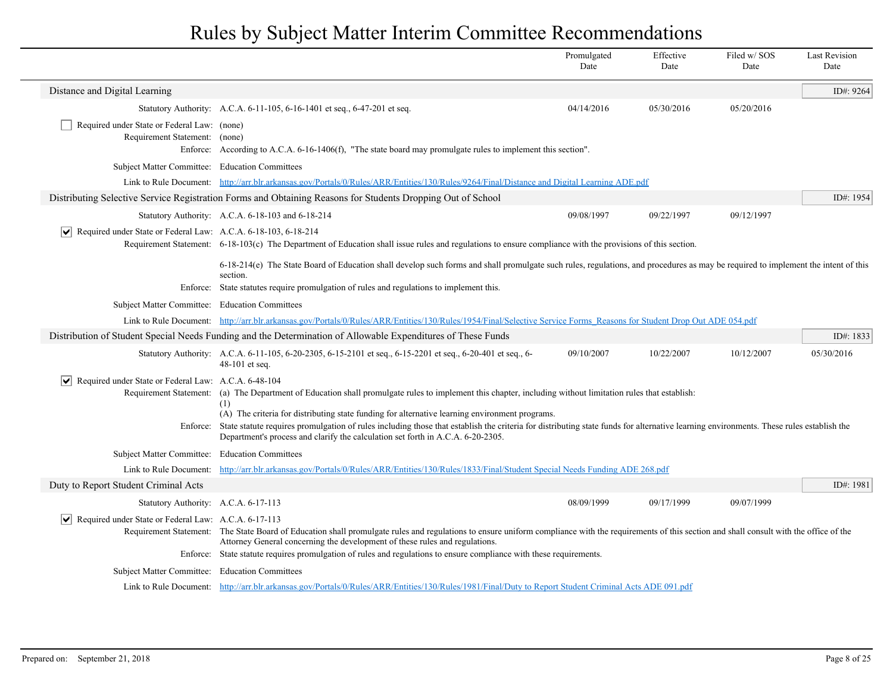# Rules by Subject Matter Interim Committee Recommendations

| | Promulgated Date | Effective Date | Filed w/ SOS Date | Last Revision Date |
|---|---|---|---|---|

## Distance and Digital Learning

**ID#: 9264**

| | | Promulgated Date | Effective Date | Filed w/ SOS Date | Last Revision Date |
|---|---|---|---|---|---|
| Statutory Authority: | A.C.A. 6-11-105, 6-16-1401 et seq., 6-47-201 et seq. | 04/14/2016 | 05/30/2016 | 05/20/2016 | |

- [ ] Required under State or Federal Law: (none)

Requirement Statement: (none)

Enforce: According to A.C.A. 6-16-1406(f), "The state board may promulgate rules to implement this section".

Subject Matter Committee: Education Committees

Link to Rule Document: http://arr.blr.arkansas.gov/Portals/0/Rules/ARR/Entities/130/Rules/9264/Final/Distance and Digital Learning ADE.pdf

## Distributing Selective Service Registration Forms and Obtaining Reasons for Students Dropping Out of School

**ID#: 1954**

| | | Promulgated Date | Effective Date | Filed w/ SOS Date | Last Revision Date |
|---|---|---|---|---|---|
| Statutory Authority: | A.C.A. 6-18-103 and 6-18-214 | 09/08/1997 | 09/22/1997 | 09/12/1997 | |

- [x] Required under State or Federal Law: A.C.A. 6-18-103, 6-18-214

Requirement Statement: 6-18-103(c) The Department of Education shall issue rules and regulations to ensure compliance with the provisions of this section.

6-18-214(e) The State Board of Education shall develop such forms and shall promulgate such rules, regulations, and procedures as may be required to implement the intent of this section.

Enforce: State statutes require promulgation of rules and regulations to implement this.

Subject Matter Committee: Education Committees

Link to Rule Document: http://arr.blr.arkansas.gov/Portals/0/Rules/ARR/Entities/130/Rules/1954/Final/Selective Service Forms_Reasons for Student Drop Out ADE 054.pdf

## Distribution of Student Special Needs Funding and the Determination of Allowable Expenditures of These Funds

**ID#: 1833**

| | | Promulgated Date | Effective Date | Filed w/ SOS Date | Last Revision Date |
|---|---|---|---|---|---|
| Statutory Authority: | A.C.A. 6-11-105, 6-20-2305, 6-15-2101 et seq., 6-15-2201 et seq., 6-20-401 et seq., 6-48-101 et seq. | 09/10/2007 | 10/22/2007 | 10/12/2007 | 05/30/2016 |

- [x] Required under State or Federal Law: A.C.A. 6-48-104

Requirement Statement: (a) The Department of Education shall promulgate rules to implement this chapter, including without limitation rules that establish:
(1)
(A) The criteria for distributing state funding for alternative learning environment programs.

Enforce: State statute requires promulgation of rules including those that establish the criteria for distributing state funds for alternative learning environments. These rules establish the Department's process and clarify the calculation set forth in A.C.A. 6-20-2305.

Subject Matter Committee: Education Committees

Link to Rule Document: http://arr.blr.arkansas.gov/Portals/0/Rules/ARR/Entities/130/Rules/1833/Final/Student Special Needs Funding ADE 268.pdf

## Duty to Report Student Criminal Acts

**ID#: 1981**

| | | Promulgated Date | Effective Date | Filed w/ SOS Date | Last Revision Date |
|---|---|---|---|---|---|
| Statutory Authority: | A.C.A. 6-17-113 | 08/09/1999 | 09/17/1999 | 09/07/1999 | |

- [x] Required under State or Federal Law: A.C.A. 6-17-113

Requirement Statement: The State Board of Education shall promulgate rules and regulations to ensure uniform compliance with the requirements of this section and shall consult with the office of the Attorney General concerning the development of these rules and regulations.

Enforce: State statute requires promulgation of rules and regulations to ensure compliance with these requirements.

Subject Matter Committee: Education Committees

Link to Rule Document: http://arr.blr.arkansas.gov/Portals/0/Rules/ARR/Entities/130/Rules/1981/Final/Duty to Report Student Criminal Acts ADE 091.pdf

Prepared on: September 21, 2018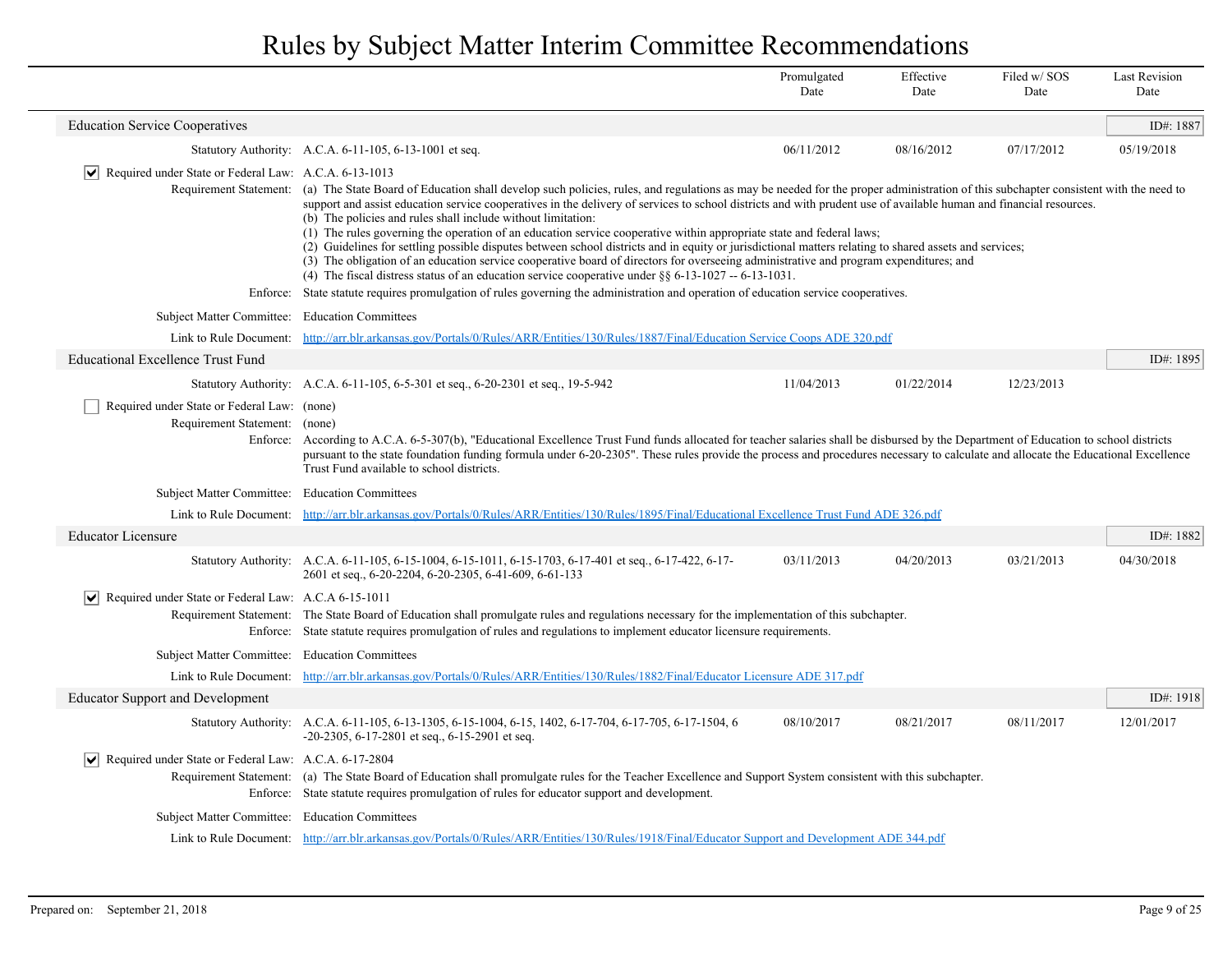# Rules by Subject Matter Interim Committee Recommendations

| | | Promulgated Date | Effective Date | Filed w/ SOS Date | Last Revision Date |
|---|---|---|---|---|---|

## Education Service Cooperatives

ID#: 1887

| | | Promulgated Date | Effective Date | Filed w/ SOS Date | Last Revision Date |
|---|---|---|---|---|---|
| Statutory Authority: | A.C.A. 6-11-105, 6-13-1001 et seq. | 06/11/2012 | 08/16/2012 | 07/17/2012 | 05/19/2018 |

☑ Required under State or Federal Law: A.C.A. 6-13-1013

Requirement Statement: (a) The State Board of Education shall develop such policies, rules, and regulations as may be needed for the proper administration of this subchapter consistent with the need to support and assist education service cooperatives in the delivery of services to school districts and with prudent use of available human and financial resources.
(b) The policies and rules shall include without limitation:
(1) The rules governing the operation of an education service cooperative within appropriate state and federal laws;
(2) Guidelines for settling possible disputes between school districts and in equity or jurisdictional matters relating to shared assets and services;
(3) The obligation of an education service cooperative board of directors for overseeing administrative and program expenditures; and
(4) The fiscal distress status of an education service cooperative under §§ 6-13-1027 -- 6-13-1031.

Enforce: State statute requires promulgation of rules governing the administration and operation of education service cooperatives.

Subject Matter Committee: Education Committees

Link to Rule Document: http://arr.blr.arkansas.gov/Portals/0/Rules/ARR/Entities/130/Rules/1887/Final/Education Service Coops ADE 320.pdf

## Educational Excellence Trust Fund

ID#: 1895

| | | Promulgated Date | Effective Date | Filed w/ SOS Date | Last Revision Date |
|---|---|---|---|---|---|
| Statutory Authority: | A.C.A. 6-11-105, 6-5-301 et seq., 6-20-2301 et seq., 19-5-942 | 11/04/2013 | 01/22/2014 | 12/23/2013 | |

☐ Required under State or Federal Law: (none)

Requirement Statement: (none)

Enforce: According to A.C.A. 6-5-307(b), "Educational Excellence Trust Fund funds allocated for teacher salaries shall be disbursed by the Department of Education to school districts pursuant to the state foundation funding formula under 6-20-2305". These rules provide the process and procedures necessary to calculate and allocate the Educational Excellence Trust Fund available to school districts.

Subject Matter Committee: Education Committees

Link to Rule Document: http://arr.blr.arkansas.gov/Portals/0/Rules/ARR/Entities/130/Rules/1895/Final/Educational Excellence Trust Fund ADE 326.pdf

## Educator Licensure

ID#: 1882

| | | Promulgated Date | Effective Date | Filed w/ SOS Date | Last Revision Date |
|---|---|---|---|---|---|
| Statutory Authority: | A.C.A. 6-11-105, 6-15-1004, 6-15-1011, 6-15-1703, 6-17-401 et seq., 6-17-422, 6-17-2601 et seq., 6-20-2204, 6-20-2305, 6-41-609, 6-61-133 | 03/11/2013 | 04/20/2013 | 03/21/2013 | 04/30/2018 |

☑ Required under State or Federal Law: A.C.A 6-15-1011

Requirement Statement: The State Board of Education shall promulgate rules and regulations necessary for the implementation of this subchapter.

Enforce: State statute requires promulgation of rules and regulations to implement educator licensure requirements.

Subject Matter Committee: Education Committees

Link to Rule Document: http://arr.blr.arkansas.gov/Portals/0/Rules/ARR/Entities/130/Rules/1882/Final/Educator Licensure ADE 317.pdf

## Educator Support and Development

ID#: 1918

| | | Promulgated Date | Effective Date | Filed w/ SOS Date | Last Revision Date |
|---|---|---|---|---|---|
| Statutory Authority: | A.C.A. 6-11-105, 6-13-1305, 6-15-1004, 6-15, 1402, 6-17-704, 6-17-705, 6-17-1504, 6-20-2305, 6-17-2801 et seq., 6-15-2901 et seq. | 08/10/2017 | 08/21/2017 | 08/11/2017 | 12/01/2017 |

☑ Required under State or Federal Law: A.C.A. 6-17-2804

Requirement Statement: (a) The State Board of Education shall promulgate rules for the Teacher Excellence and Support System consistent with this subchapter.

Enforce: State statute requires promulgation of rules for educator support and development.

Subject Matter Committee: Education Committees

Link to Rule Document: http://arr.blr.arkansas.gov/Portals/0/Rules/ARR/Entities/130/Rules/1918/Final/Educator Support and Development ADE 344.pdf

Prepared on: September 21, 2018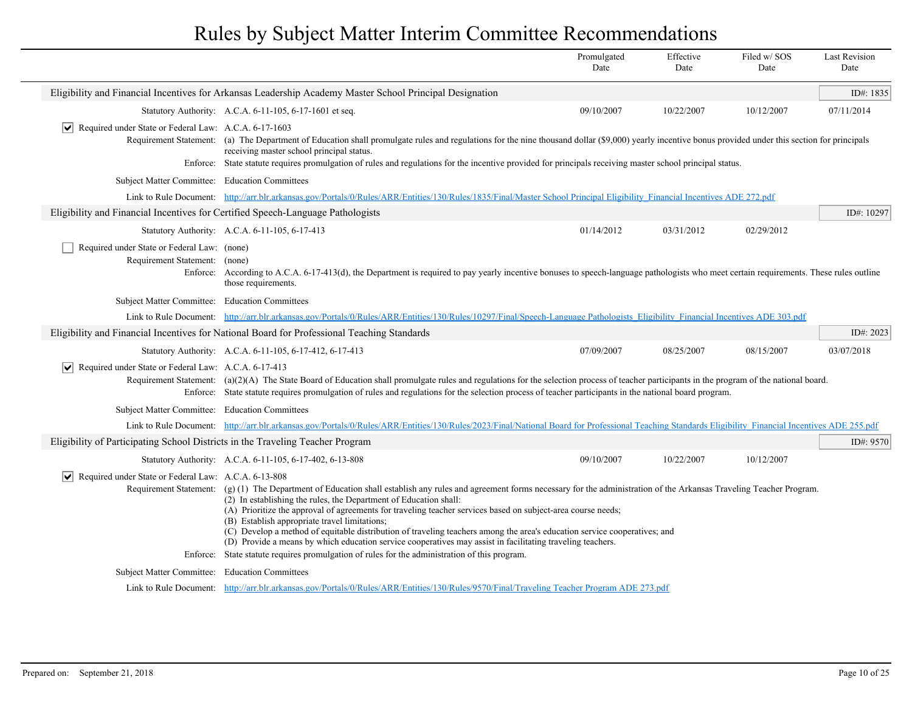# Rules by Subject Matter Interim Committee Recommendations

| | Promulgated Date | Effective Date | Filed w/ SOS Date | Last Revision Date |
|---|---|---|---|---|

## Eligibility and Financial Incentives for Arkansas Leadership Academy Master School Principal Designation

ID#: 1835

| | Promulgated Date | Effective Date | Filed w/ SOS Date | Last Revision Date |
|---|---|---|---|---|
| Statutory Authority: A.C.A. 6-11-105, 6-17-1601 et seq. | 09/10/2007 | 10/22/2007 | 10/12/2007 | 07/11/2014 |

☑ Required under State or Federal Law: A.C.A. 6-17-1603

Requirement Statement: (a) The Department of Education shall promulgate rules and regulations for the nine thousand dollar ($9,000) yearly incentive bonus provided under this section for principals receiving master school principal status.

Enforce: State statute requires promulgation of rules and regulations for the incentive provided for principals receiving master school principal status.

Subject Matter Committee: Education Committees

Link to Rule Document: http://arr.blr.arkansas.gov/Portals/0/Rules/ARR/Entities/130/Rules/1835/Final/Master School Principal Eligibility_Financial Incentives ADE 272.pdf

## Eligibility and Financial Incentives for Certified Speech-Language Pathologists

ID#: 10297

| | Promulgated Date | Effective Date | Filed w/ SOS Date | Last Revision Date |
|---|---|---|---|---|
| Statutory Authority: A.C.A. 6-11-105, 6-17-413 | 01/14/2012 | 03/31/2012 | 02/29/2012 | |

☐ Required under State or Federal Law: (none)

Requirement Statement: (none)

Enforce: According to A.C.A. 6-17-413(d), the Department is required to pay yearly incentive bonuses to speech-language pathologists who meet certain requirements. These rules outline those requirements.

Subject Matter Committee: Education Committees

Link to Rule Document: http://arr.blr.arkansas.gov/Portals/0/Rules/ARR/Entities/130/Rules/10297/Final/Speech-Language Pathologists_Eligibility_Financial Incentives ADE 303.pdf

## Eligibility and Financial Incentives for National Board for Professional Teaching Standards

ID#: 2023

| | Promulgated Date | Effective Date | Filed w/ SOS Date | Last Revision Date |
|---|---|---|---|---|
| Statutory Authority: A.C.A. 6-11-105, 6-17-412, 6-17-413 | 07/09/2007 | 08/25/2007 | 08/15/2007 | 03/07/2018 |

☑ Required under State or Federal Law: A.C.A. 6-17-413

Requirement Statement: (a)(2)(A) The State Board of Education shall promulgate rules and regulations for the selection process of teacher participants in the program of the national board.

Enforce: State statute requires promulgation of rules and regulations for the selection process of teacher participants in the national board program.

Subject Matter Committee: Education Committees

Link to Rule Document: http://arr.blr.arkansas.gov/Portals/0/Rules/ARR/Entities/130/Rules/2023/Final/National Board for Professional Teaching Standards Eligibility_Financial Incentives ADE 255.pdf

## Eligibility of Participating School Districts in the Traveling Teacher Program

ID#: 9570

| | Promulgated Date | Effective Date | Filed w/ SOS Date | Last Revision Date |
|---|---|---|---|---|
| Statutory Authority: A.C.A. 6-11-105, 6-17-402, 6-13-808 | 09/10/2007 | 10/22/2007 | 10/12/2007 | |

☑ Required under State or Federal Law: A.C.A. 6-13-808

Requirement Statement: (g) (1) The Department of Education shall establish any rules and agreement forms necessary for the administration of the Arkansas Traveling Teacher Program.
(2) In establishing the rules, the Department of Education shall:
(A) Prioritize the approval of agreements for traveling teacher services based on subject-area course needs;
(B) Establish appropriate travel limitations;
(C) Develop a method of equitable distribution of traveling teachers among the area's education service cooperatives; and
(D) Provide a means by which education service cooperatives may assist in facilitating traveling teachers.

Enforce: State statute requires promulgation of rules for the administration of this program.

Subject Matter Committee: Education Committees

Link to Rule Document: http://arr.blr.arkansas.gov/Portals/0/Rules/ARR/Entities/130/Rules/9570/Final/Traveling Teacher Program ADE 273.pdf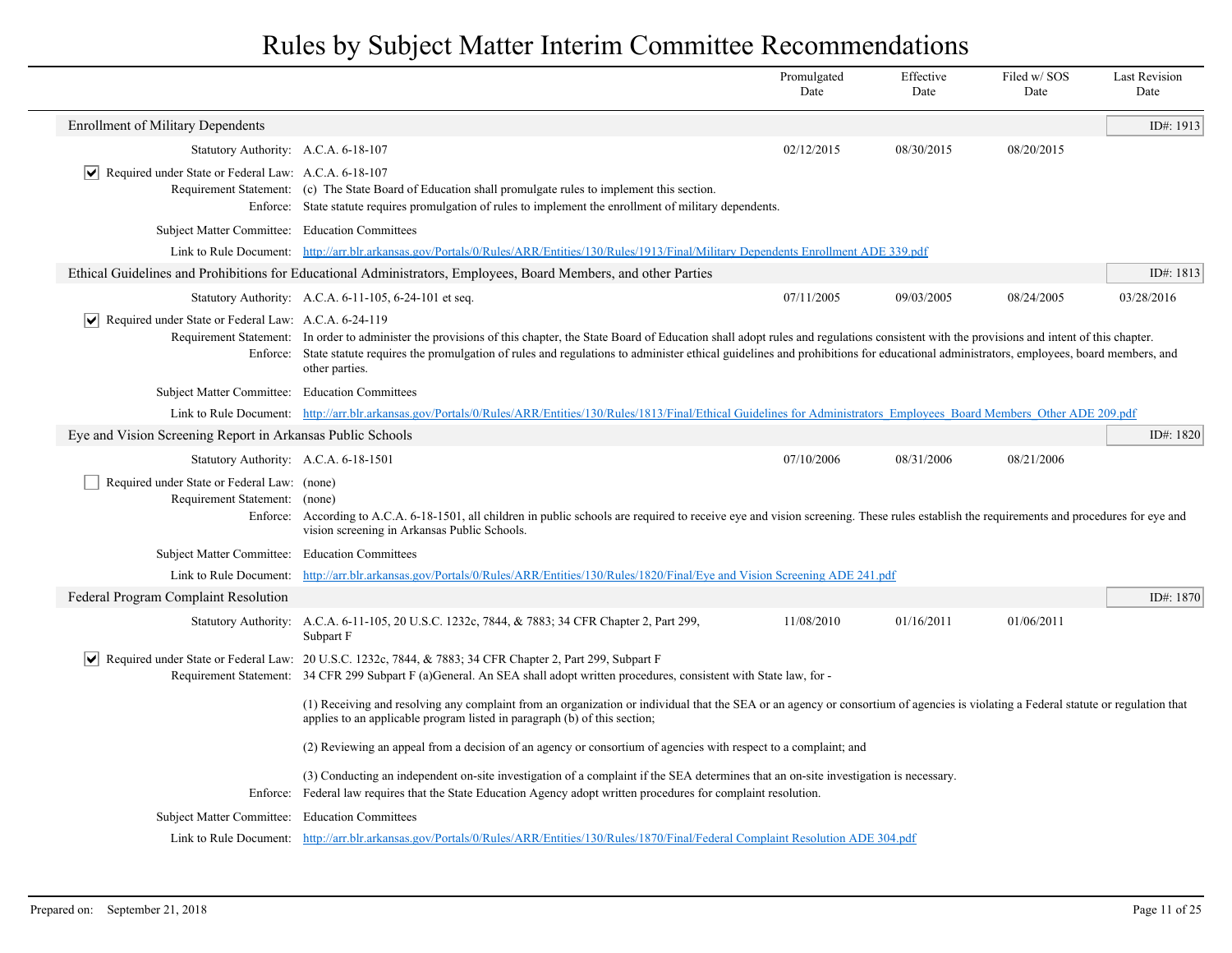# Rules by Subject Matter Interim Committee Recommendations

| | Promulgated Date | Effective Date | Filed w/ SOS Date | Last Revision Date |
|---|---|---|---|---|

## Enrollment of Military Dependents

ID#: 1913

| | Promulgated Date | Effective Date | Filed w/ SOS Date | Last Revision Date |
|---|---|---|---|---|
| Statutory Authority: A.C.A. 6-18-107 | 02/12/2015 | 08/30/2015 | 08/20/2015 | |

- [x] Required under State or Federal Law: A.C.A. 6-18-107

**Requirement Statement:** (c) The State Board of Education shall promulgate rules to implement this section.

**Enforce:** State statute requires promulgation of rules to implement the enrollment of military dependents.

**Subject Matter Committee:** Education Committees

**Link to Rule Document:** http://arr.blr.arkansas.gov/Portals/0/Rules/ARR/Entities/130/Rules/1913/Final/Military Dependents Enrollment ADE 339.pdf

## Ethical Guidelines and Prohibitions for Educational Administrators, Employees, Board Members, and other Parties

ID#: 1813

| | Promulgated Date | Effective Date | Filed w/ SOS Date | Last Revision Date |
|---|---|---|---|---|
| Statutory Authority: A.C.A. 6-11-105, 6-24-101 et seq. | 07/11/2005 | 09/03/2005 | 08/24/2005 | 03/28/2016 |

- [x] Required under State or Federal Law: A.C.A. 6-24-119

**Requirement Statement:** In order to administer the provisions of this chapter, the State Board of Education shall adopt rules and regulations consistent with the provisions and intent of this chapter.

**Enforce:** State statute requires the promulgation of rules and regulations to administer ethical guidelines and prohibitions for educational administrators, employees, board members, and other parties.

**Subject Matter Committee:** Education Committees

**Link to Rule Document:** http://arr.blr.arkansas.gov/Portals/0/Rules/ARR/Entities/130/Rules/1813/Final/Ethical Guidelines for Administrators_Employees_Board Members_Other ADE 209.pdf

## Eye and Vision Screening Report in Arkansas Public Schools

ID#: 1820

| | Promulgated Date | Effective Date | Filed w/ SOS Date | Last Revision Date |
|---|---|---|---|---|
| Statutory Authority: A.C.A. 6-18-1501 | 07/10/2006 | 08/31/2006 | 08/21/2006 | |

- [ ] Required under State or Federal Law: (none)

**Requirement Statement:** (none)

**Enforce:** According to A.C.A. 6-18-1501, all children in public schools are required to receive eye and vision screening. These rules establish the requirements and procedures for eye and vision screening in Arkansas Public Schools.

**Subject Matter Committee:** Education Committees

**Link to Rule Document:** http://arr.blr.arkansas.gov/Portals/0/Rules/ARR/Entities/130/Rules/1820/Final/Eye and Vision Screening ADE 241.pdf

## Federal Program Complaint Resolution

ID#: 1870

| | Promulgated Date | Effective Date | Filed w/ SOS Date | Last Revision Date |
|---|---|---|---|---|
| Statutory Authority: A.C.A. 6-11-105, 20 U.S.C. 1232c, 7844, & 7883; 34 CFR Chapter 2, Part 299, Subpart F | 11/08/2010 | 01/16/2011 | 01/06/2011 | |

- [x] Required under State or Federal Law: 20 U.S.C. 1232c, 7844, & 7883; 34 CFR Chapter 2, Part 299, Subpart F

**Requirement Statement:** 34 CFR 299 Subpart F (a)General. An SEA shall adopt written procedures, consistent with State law, for -

(1) Receiving and resolving any complaint from an organization or individual that the SEA or an agency or consortium of agencies is violating a Federal statute or regulation that applies to an applicable program listed in paragraph (b) of this section;

(2) Reviewing an appeal from a decision of an agency or consortium of agencies with respect to a complaint; and

(3) Conducting an independent on-site investigation of a complaint if the SEA determines that an on-site investigation is necessary.

**Enforce:** Federal law requires that the State Education Agency adopt written procedures for complaint resolution.

**Subject Matter Committee:** Education Committees

**Link to Rule Document:** http://arr.blr.arkansas.gov/Portals/0/Rules/ARR/Entities/130/Rules/1870/Final/Federal Complaint Resolution ADE 304.pdf

Prepared on: September 21, 2018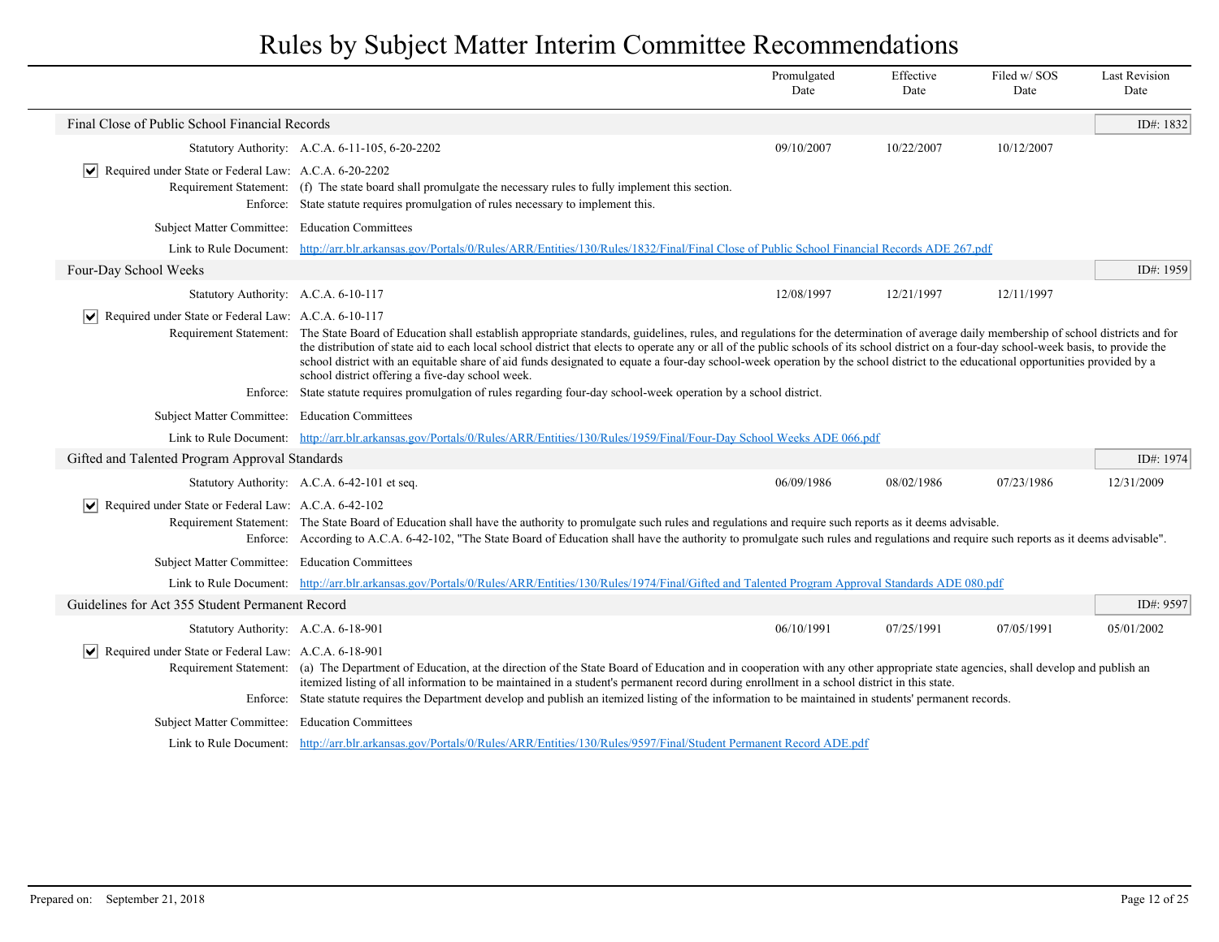# Rules by Subject Matter Interim Committee Recommendations

| | Promulgated Date | Effective Date | Filed w/ SOS Date | Last Revision Date |
|---|---|---|---|---|

## Final Close of Public School Financial Records

ID#: 1832

| | Promulgated Date | Effective Date | Filed w/ SOS Date | Last Revision Date |
|---|---|---|---|---|
| Statutory Authority: A.C.A. 6-11-105, 6-20-2202 | 09/10/2007 | 10/22/2007 | 10/12/2007 | |

☑ Required under State or Federal Law: A.C.A. 6-20-2202

Requirement Statement: (f) The state board shall promulgate the necessary rules to fully implement this section.

Enforce: State statute requires promulgation of rules necessary to implement this.

Subject Matter Committee: Education Committees

Link to Rule Document: http://arr.blr.arkansas.gov/Portals/0/Rules/ARR/Entities/130/Rules/1832/Final/Final Close of Public School Financial Records ADE 267.pdf

## Four-Day School Weeks

ID#: 1959

| | Promulgated Date | Effective Date | Filed w/ SOS Date | Last Revision Date |
|---|---|---|---|---|
| Statutory Authority: A.C.A. 6-10-117 | 12/08/1997 | 12/21/1997 | 12/11/1997 | |

☑ Required under State or Federal Law: A.C.A. 6-10-117

Requirement Statement: The State Board of Education shall establish appropriate standards, guidelines, rules, and regulations for the determination of average daily membership of school districts and for the distribution of state aid to each local school district that elects to operate any or all of the public schools of its school district on a four-day school-week basis, to provide the school district with an equitable share of aid funds designated to equate a four-day school-week operation by the school district to the educational opportunities provided by a school district offering a five-day school week.

Enforce: State statute requires promulgation of rules regarding four-day school-week operation by a school district.

Subject Matter Committee: Education Committees

Link to Rule Document: http://arr.blr.arkansas.gov/Portals/0/Rules/ARR/Entities/130/Rules/1959/Final/Four-Day School Weeks ADE 066.pdf

## Gifted and Talented Program Approval Standards

ID#: 1974

| | Promulgated Date | Effective Date | Filed w/ SOS Date | Last Revision Date |
|---|---|---|---|---|
| Statutory Authority: A.C.A. 6-42-101 et seq. | 06/09/1986 | 08/02/1986 | 07/23/1986 | 12/31/2009 |

☑ Required under State or Federal Law: A.C.A. 6-42-102

Requirement Statement: The State Board of Education shall have the authority to promulgate such rules and regulations and require such reports as it deems advisable.

Enforce: According to A.C.A. 6-42-102, "The State Board of Education shall have the authority to promulgate such rules and regulations and require such reports as it deems advisable".

Subject Matter Committee: Education Committees

Link to Rule Document: http://arr.blr.arkansas.gov/Portals/0/Rules/ARR/Entities/130/Rules/1974/Final/Gifted and Talented Program Approval Standards ADE 080.pdf

## Guidelines for Act 355 Student Permanent Record

ID#: 9597

| | Promulgated Date | Effective Date | Filed w/ SOS Date | Last Revision Date |
|---|---|---|---|---|
| Statutory Authority: A.C.A. 6-18-901 | 06/10/1991 | 07/25/1991 | 07/05/1991 | 05/01/2002 |

☑ Required under State or Federal Law: A.C.A. 6-18-901

Requirement Statement: (a) The Department of Education, at the direction of the State Board of Education and in cooperation with any other appropriate state agencies, shall develop and publish an itemized listing of all information to be maintained in a student's permanent record during enrollment in a school district in this state.

Enforce: State statute requires the Department develop and publish an itemized listing of the information to be maintained in students' permanent records.

Subject Matter Committee: Education Committees

Link to Rule Document: http://arr.blr.arkansas.gov/Portals/0/Rules/ARR/Entities/130/Rules/9597/Final/Student Permanent Record ADE.pdf

Prepared on: September 21, 2018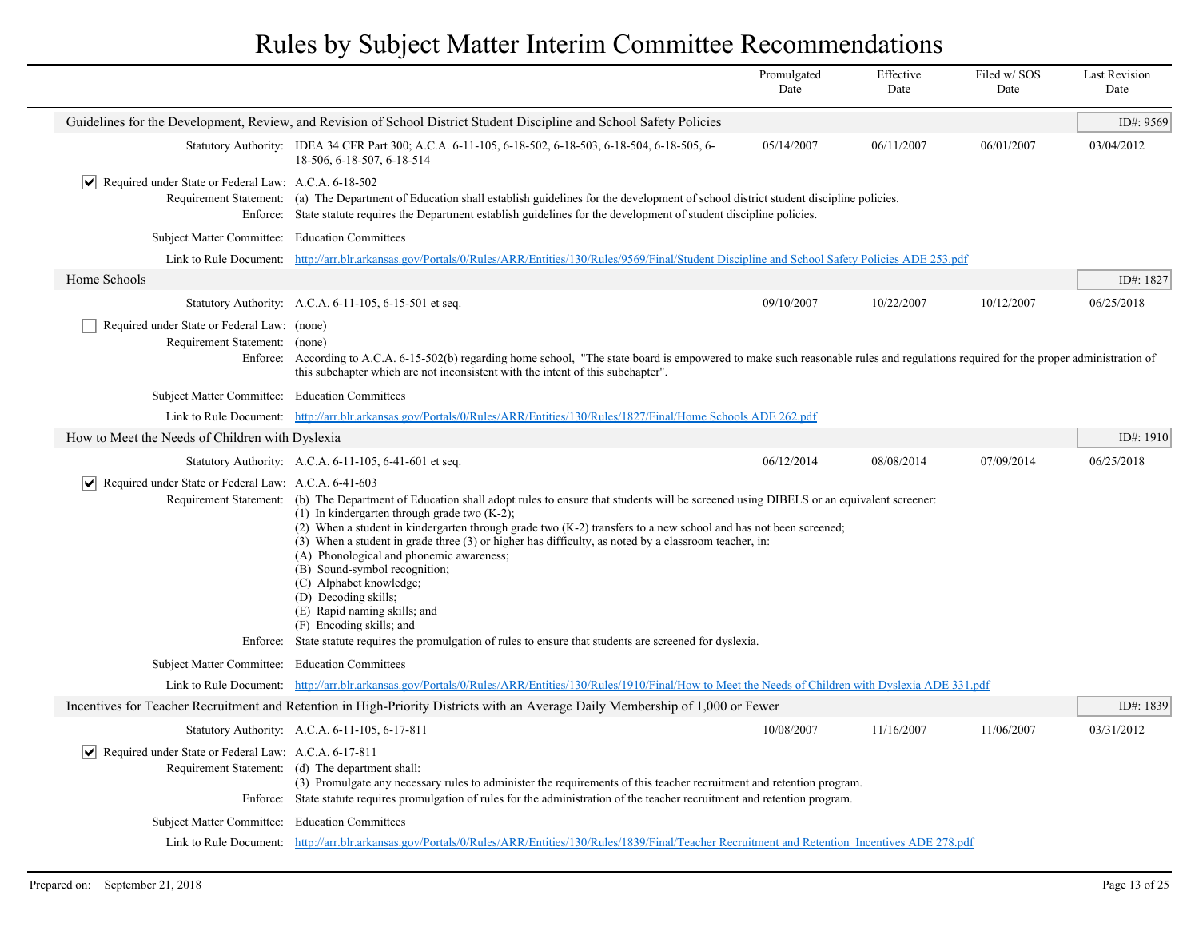# Rules by Subject Matter Interim Committee Recommendations

| | Promulgated Date | Effective Date | Filed w/ SOS Date | Last Revision Date |
|---|---|---|---|---|

## Guidelines for the Development, Review, and Revision of School District Student Discipline and School Safety Policies

ID#: 9569

| | | Promulgated Date | Effective Date | Filed w/ SOS Date | Last Revision Date |
|---|---|---|---|---|---|
| Statutory Authority: | IDEA 34 CFR Part 300; A.C.A. 6-11-105, 6-18-502, 6-18-503, 6-18-504, 6-18-505, 6-18-506, 6-18-507, 6-18-514 | 05/14/2007 | 06/11/2007 | 06/01/2007 | 03/04/2012 |

☑ Required under State or Federal Law: A.C.A. 6-18-502

Requirement Statement: (a) The Department of Education shall establish guidelines for the development of school district student discipline policies.

Enforce: State statute requires the Department establish guidelines for the development of student discipline policies.

Subject Matter Committee: Education Committees

Link to Rule Document: http://arr.blr.arkansas.gov/Portals/0/Rules/ARR/Entities/130/Rules/9569/Final/Student Discipline and School Safety Policies ADE 253.pdf

## Home Schools

ID#: 1827

| | | Promulgated Date | Effective Date | Filed w/ SOS Date | Last Revision Date |
|---|---|---|---|---|---|
| Statutory Authority: | A.C.A. 6-11-105, 6-15-501 et seq. | 09/10/2007 | 10/22/2007 | 10/12/2007 | 06/25/2018 |

☐ Required under State or Federal Law: (none)

Requirement Statement: (none)

Enforce: According to A.C.A. 6-15-502(b) regarding home school, "The state board is empowered to make such reasonable rules and regulations required for the proper administration of this subchapter which are not inconsistent with the intent of this subchapter".

Subject Matter Committee: Education Committees

Link to Rule Document: http://arr.blr.arkansas.gov/Portals/0/Rules/ARR/Entities/130/Rules/1827/Final/Home Schools ADE 262.pdf

## How to Meet the Needs of Children with Dyslexia

ID#: 1910

| | | Promulgated Date | Effective Date | Filed w/ SOS Date | Last Revision Date |
|---|---|---|---|---|---|
| Statutory Authority: | A.C.A. 6-11-105, 6-41-601 et seq. | 06/12/2014 | 08/08/2014 | 07/09/2014 | 06/25/2018 |

☑ Required under State or Federal Law: A.C.A. 6-41-603

Requirement Statement: (b) The Department of Education shall adopt rules to ensure that students will be screened using DIBELS or an equivalent screener:
(1) In kindergarten through grade two (K-2);
(2) When a student in kindergarten through grade two (K-2) transfers to a new school and has not been screened;
(3) When a student in grade three (3) or higher has difficulty, as noted by a classroom teacher, in:
(A) Phonological and phonemic awareness;
(B) Sound-symbol recognition;
(C) Alphabet knowledge;
(D) Decoding skills;
(E) Rapid naming skills; and
(F) Encoding skills; and

Enforce: State statute requires the promulgation of rules to ensure that students are screened for dyslexia.

Subject Matter Committee: Education Committees

Link to Rule Document: http://arr.blr.arkansas.gov/Portals/0/Rules/ARR/Entities/130/Rules/1910/Final/How to Meet the Needs of Children with Dyslexia ADE 331.pdf

## Incentives for Teacher Recruitment and Retention in High-Priority Districts with an Average Daily Membership of 1,000 or Fewer

ID#: 1839

| | | Promulgated Date | Effective Date | Filed w/ SOS Date | Last Revision Date |
|---|---|---|---|---|---|
| Statutory Authority: | A.C.A. 6-11-105, 6-17-811 | 10/08/2007 | 11/16/2007 | 11/06/2007 | 03/31/2012 |

☑ Required under State or Federal Law: A.C.A. 6-17-811

Requirement Statement: (d) The department shall:
(3) Promulgate any necessary rules to administer the requirements of this teacher recruitment and retention program.

Enforce: State statute requires promulgation of rules for the administration of the teacher recruitment and retention program.

Subject Matter Committee: Education Committees

Link to Rule Document: http://arr.blr.arkansas.gov/Portals/0/Rules/ARR/Entities/130/Rules/1839/Final/Teacher Recruitment and Retention_Incentives ADE 278.pdf

Prepared on: September 21, 2018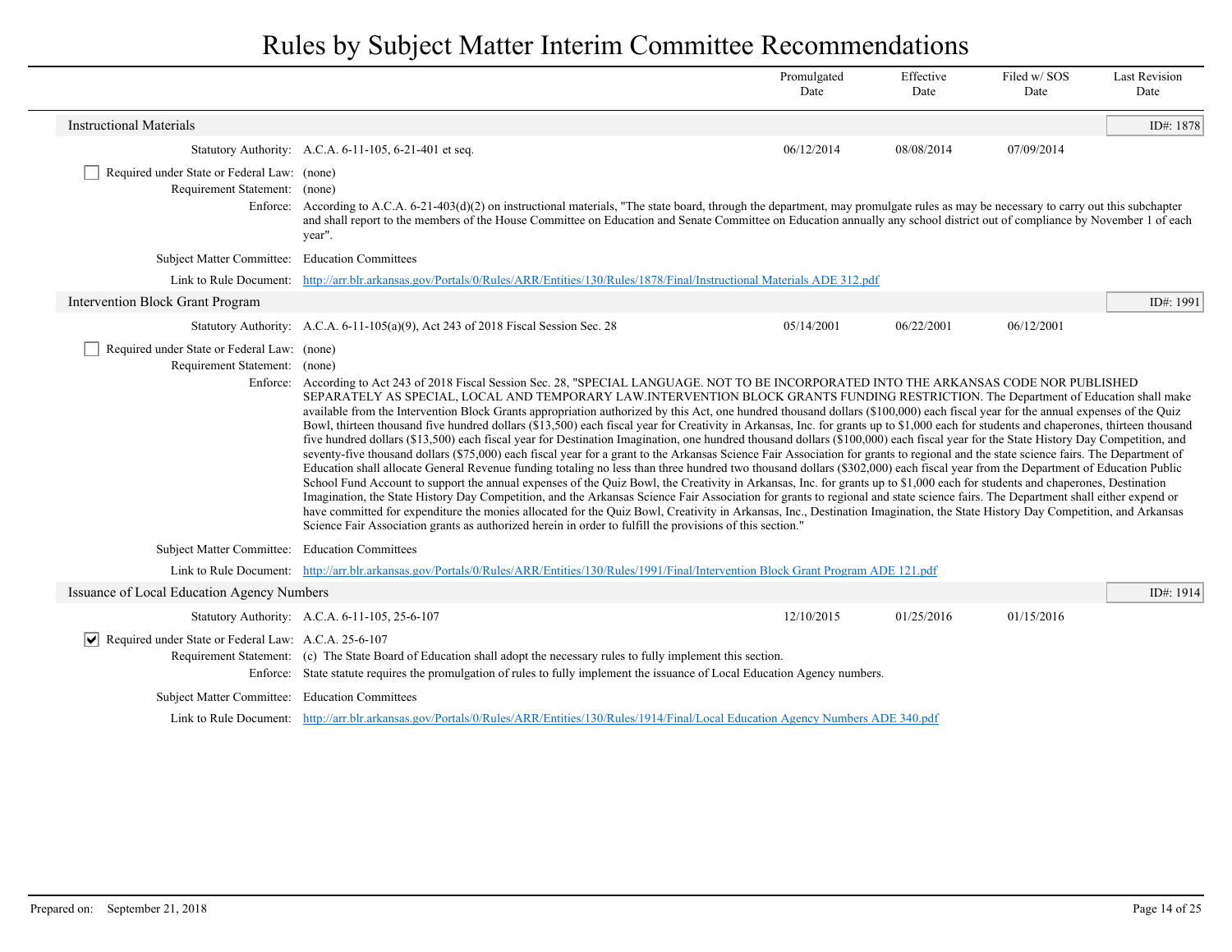# Rules by Subject Matter Interim Committee Recommendations

| | Promulgated Date | Effective Date | Filed w/ SOS Date | Last Revision Date |
|---|---|---|---|---|

## Instructional Materials

ID#: 1878

| | Promulgated Date | Effective Date | Filed w/ SOS Date | Last Revision Date |
|---|---|---|---|---|
| Statutory Authority: A.C.A. 6-11-105, 6-21-401 et seq. | 06/12/2014 | 08/08/2014 | 07/09/2014 | |

☐ Required under State or Federal Law: (none)

Requirement Statement: (none)

Enforce: According to A.C.A. 6-21-403(d)(2) on instructional materials, "The state board, through the department, may promulgate rules as may be necessary to carry out this subchapter and shall report to the members of the House Committee on Education and Senate Committee on Education annually any school district out of compliance by November 1 of each year".

Subject Matter Committee: Education Committees

Link to Rule Document: http://arr.blr.arkansas.gov/Portals/0/Rules/ARR/Entities/130/Rules/1878/Final/Instructional Materials ADE 312.pdf

## Intervention Block Grant Program

ID#: 1991

| | Promulgated Date | Effective Date | Filed w/ SOS Date | Last Revision Date |
|---|---|---|---|---|
| Statutory Authority: A.C.A. 6-11-105(a)(9), Act 243 of 2018 Fiscal Session Sec. 28 | 05/14/2001 | 06/22/2001 | 06/12/2001 | |

☐ Required under State or Federal Law: (none)

Requirement Statement: (none)

Enforce: According to Act 243 of 2018 Fiscal Session Sec. 28, "SPECIAL LANGUAGE. NOT TO BE INCORPORATED INTO THE ARKANSAS CODE NOR PUBLISHED SEPARATELY AS SPECIAL, LOCAL AND TEMPORARY LAW.INTERVENTION BLOCK GRANTS FUNDING RESTRICTION. The Department of Education shall make available from the Intervention Block Grants appropriation authorized by this Act, one hundred thousand dollars ($100,000) each fiscal year for the annual expenses of the Quiz Bowl, thirteen thousand five hundred dollars ($13,500) each fiscal year for Creativity in Arkansas, Inc. for grants up to $1,000 each for students and chaperones, thirteen thousand five hundred dollars ($13,500) each fiscal year for Destination Imagination, one hundred thousand dollars ($100,000) each fiscal year for the State History Day Competition, and seventy-five thousand dollars ($75,000) each fiscal year for a grant to the Arkansas Science Fair Association for grants to regional and the state science fairs. The Department of Education shall allocate General Revenue funding totaling no less than three hundred two thousand dollars ($302,000) each fiscal year from the Department of Education Public School Fund Account to support the annual expenses of the Quiz Bowl, the Creativity in Arkansas, Inc. for grants up to $1,000 each for students and chaperones, Destination Imagination, the State History Day Competition, and the Arkansas Science Fair Association for grants to regional and state science fairs. The Department shall either expend or have committed for expenditure the monies allocated for the Quiz Bowl, Creativity in Arkansas, Inc., Destination Imagination, the State History Day Competition, and Arkansas Science Fair Association grants as authorized herein in order to fulfill the provisions of this section."

Subject Matter Committee: Education Committees

Link to Rule Document: http://arr.blr.arkansas.gov/Portals/0/Rules/ARR/Entities/130/Rules/1991/Final/Intervention Block Grant Program ADE 121.pdf

## Issuance of Local Education Agency Numbers

ID#: 1914

| | Promulgated Date | Effective Date | Filed w/ SOS Date | Last Revision Date |
|---|---|---|---|---|
| Statutory Authority: A.C.A. 6-11-105, 25-6-107 | 12/10/2015 | 01/25/2016 | 01/15/2016 | |

☑ Required under State or Federal Law: A.C.A. 25-6-107

Requirement Statement: (c) The State Board of Education shall adopt the necessary rules to fully implement this section.

Enforce: State statute requires the promulgation of rules to fully implement the issuance of Local Education Agency numbers.

Subject Matter Committee: Education Committees

Link to Rule Document: http://arr.blr.arkansas.gov/Portals/0/Rules/ARR/Entities/130/Rules/1914/Final/Local Education Agency Numbers ADE 340.pdf

Prepared on: September 21, 2018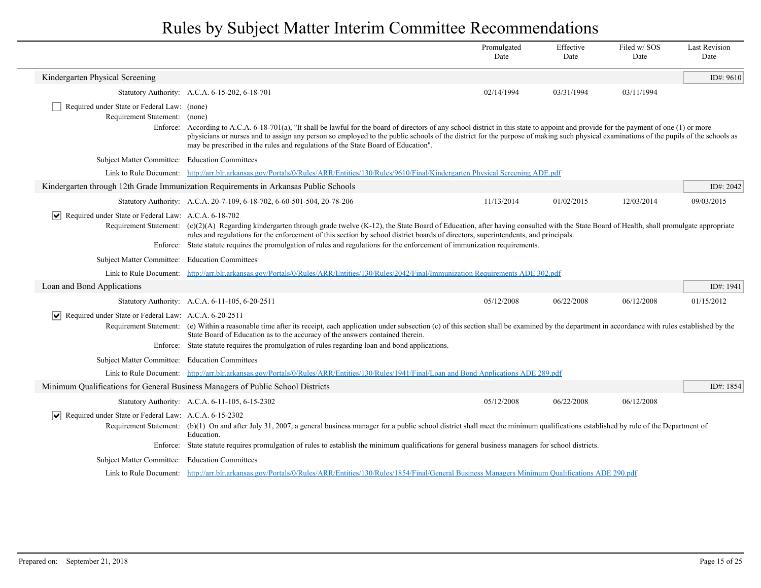# Rules by Subject Matter Interim Committee Recommendations

| | Promulgated Date | Effective Date | Filed w/ SOS Date | Last Revision Date |
|---|---|---|---|---|

## Kindergarten Physical Screening

ID#: 9610

| | Promulgated Date | Effective Date | Filed w/ SOS Date | Last Revision Date |
|---|---|---|---|---|
| Statutory Authority: A.C.A. 6-15-202, 6-18-701 | 02/14/1994 | 03/31/1994 | 03/11/1994 | |

☐ Required under State or Federal Law: (none)

Requirement Statement: (none)

Enforce: According to A.C.A. 6-18-701(a), "It shall be lawful for the board of directors of any school district in this state to appoint and provide for the payment of one (1) or more physicians or nurses and to assign any person so employed to the public schools of the district for the purpose of making such physical examinations of the pupils of the schools as may be prescribed in the rules and regulations of the State Board of Education".

Subject Matter Committee: Education Committees

Link to Rule Document: http://arr.blr.arkansas.gov/Portals/0/Rules/ARR/Entities/130/Rules/9610/Final/Kindergarten Physical Screening ADE.pdf

## Kindergarten through 12th Grade Immunization Requirements in Arkansas Public Schools

ID#: 2042

| | Promulgated Date | Effective Date | Filed w/ SOS Date | Last Revision Date |
|---|---|---|---|---|
| Statutory Authority: A.C.A. 20-7-109, 6-18-702, 6-60-501-504, 20-78-206 | 11/13/2014 | 01/02/2015 | 12/03/2014 | 09/03/2015 |

☑ Required under State or Federal Law: A.C.A. 6-18-702

Requirement Statement: (c)(2)(A) Regarding kindergarten through grade twelve (K-12), the State Board of Education, after having consulted with the State Board of Health, shall promulgate appropriate rules and regulations for the enforcement of this section by school district boards of directors, superintendents, and principals.

Enforce: State statute requires the promulgation of rules and regulations for the enforcement of immunization requirements.

Subject Matter Committee: Education Committees

Link to Rule Document: http://arr.blr.arkansas.gov/Portals/0/Rules/ARR/Entities/130/Rules/2042/Final/Immunization Requirements ADE 302.pdf

## Loan and Bond Applications

ID#: 1941

| | Promulgated Date | Effective Date | Filed w/ SOS Date | Last Revision Date |
|---|---|---|---|---|
| Statutory Authority: A.C.A. 6-11-105, 6-20-2511 | 05/12/2008 | 06/22/2008 | 06/12/2008 | 01/15/2012 |

☑ Required under State or Federal Law: A.C.A. 6-20-2511

Requirement Statement: (e) Within a reasonable time after its receipt, each application under subsection (c) of this section shall be examined by the department in accordance with rules established by the State Board of Education as to the accuracy of the answers contained therein.

Enforce: State statute requires the promulgation of rules regarding loan and bond applications.

Subject Matter Committee: Education Committees

Link to Rule Document: http://arr.blr.arkansas.gov/Portals/0/Rules/ARR/Entities/130/Rules/1941/Final/Loan and Bond Applications ADE 289.pdf

## Minimum Qualifications for General Business Managers of Public School Districts

ID#: 1854

| | Promulgated Date | Effective Date | Filed w/ SOS Date | Last Revision Date |
|---|---|---|---|---|
| Statutory Authority: A.C.A. 6-11-105, 6-15-2302 | 05/12/2008 | 06/22/2008 | 06/12/2008 | |

☑ Required under State or Federal Law: A.C.A. 6-15-2302

Requirement Statement: (b)(1) On and after July 31, 2007, a general business manager for a public school district shall meet the minimum qualifications established by rule of the Department of Education.

Enforce: State statute requires promulgation of rules to establish the minimum qualifications for general business managers for school districts.

Subject Matter Committee: Education Committees

Link to Rule Document: http://arr.blr.arkansas.gov/Portals/0/Rules/ARR/Entities/130/Rules/1854/Final/General Business Managers Minimum Qualifications ADE 290.pdf

Prepared on: September 21, 2018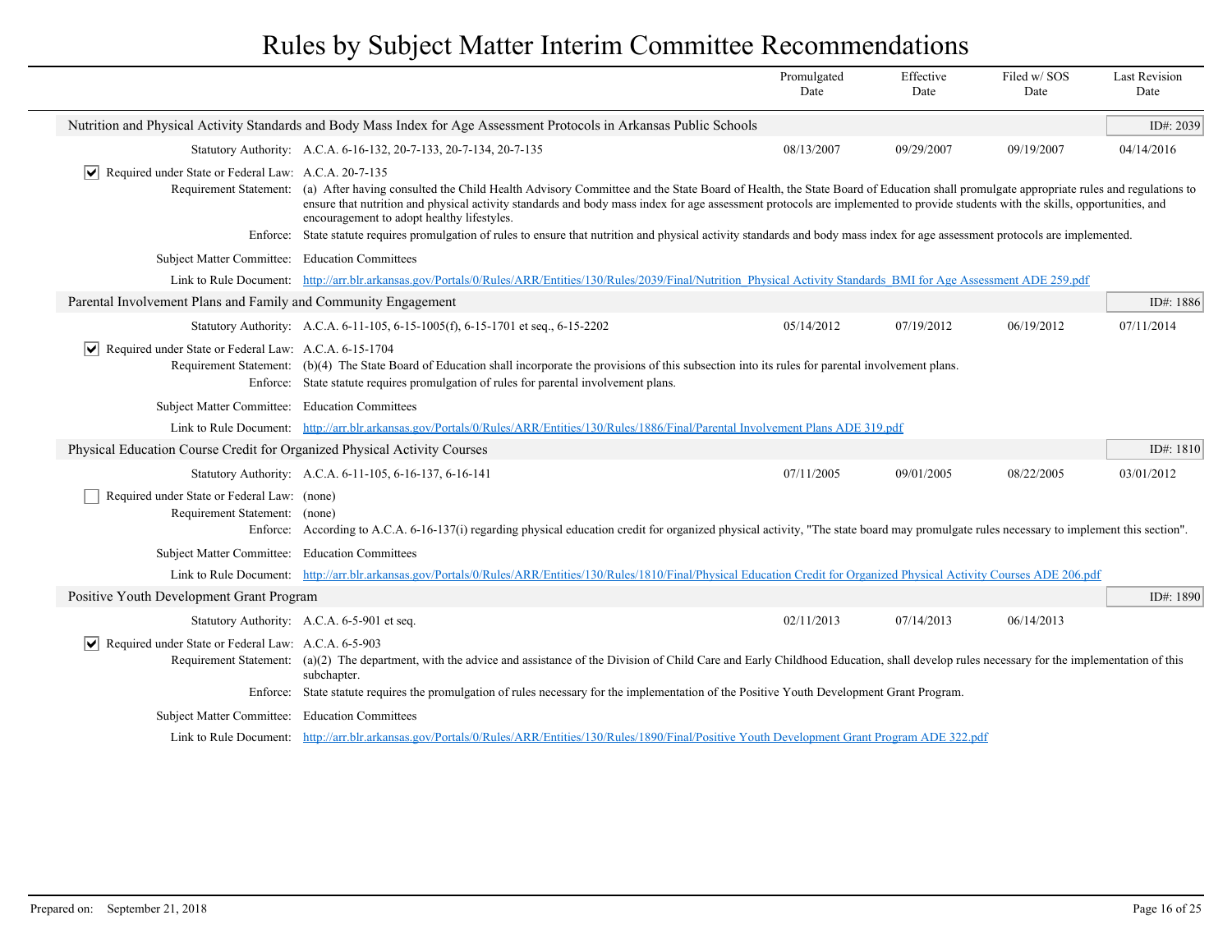# Rules by Subject Matter Interim Committee Recommendations

| | Promulgated Date | Effective Date | Filed w/ SOS Date | Last Revision Date |
|---|---|---|---|---|

## Nutrition and Physical Activity Standards and Body Mass Index for Age Assessment Protocols in Arkansas Public Schools

**ID#: 2039**

| | Promulgated Date | Effective Date | Filed w/ SOS Date | Last Revision Date |
|---|---|---|---|---|
| Statutory Authority: A.C.A. 6-16-132, 20-7-133, 20-7-134, 20-7-135 | 08/13/2007 | 09/29/2007 | 09/19/2007 | 04/14/2016 |

- [x] Required under State or Federal Law: A.C.A. 20-7-135

**Requirement Statement:** (a) After having consulted the Child Health Advisory Committee and the State Board of Health, the State Board of Education shall promulgate appropriate rules and regulations to ensure that nutrition and physical activity standards and body mass index for age assessment protocols are implemented to provide students with the skills, opportunities, and encouragement to adopt healthy lifestyles.

**Enforce:** State statute requires promulgation of rules to ensure that nutrition and physical activity standards and body mass index for age assessment protocols are implemented.

**Subject Matter Committee:** Education Committees

**Link to Rule Document:** http://arr.blr.arkansas.gov/Portals/0/Rules/ARR/Entities/130/Rules/2039/Final/Nutrition_Physical Activity Standards_BMI for Age Assessment ADE 259.pdf

## Parental Involvement Plans and Family and Community Engagement

**ID#: 1886**

| | Promulgated Date | Effective Date | Filed w/ SOS Date | Last Revision Date |
|---|---|---|---|---|
| Statutory Authority: A.C.A. 6-11-105, 6-15-1005(f), 6-15-1701 et seq., 6-15-2202 | 05/14/2012 | 07/19/2012 | 06/19/2012 | 07/11/2014 |

- [x] Required under State or Federal Law: A.C.A. 6-15-1704

**Requirement Statement:** (b)(4) The State Board of Education shall incorporate the provisions of this subsection into its rules for parental involvement plans.

**Enforce:** State statute requires promulgation of rules for parental involvement plans.

**Subject Matter Committee:** Education Committees

**Link to Rule Document:** http://arr.blr.arkansas.gov/Portals/0/Rules/ARR/Entities/130/Rules/1886/Final/Parental Involvement Plans ADE 319.pdf

## Physical Education Course Credit for Organized Physical Activity Courses

**ID#: 1810**

| | Promulgated Date | Effective Date | Filed w/ SOS Date | Last Revision Date |
|---|---|---|---|---|
| Statutory Authority: A.C.A. 6-11-105, 6-16-137, 6-16-141 | 07/11/2005 | 09/01/2005 | 08/22/2005 | 03/01/2012 |

- [ ] Required under State or Federal Law: (none)

**Requirement Statement:** (none)

**Enforce:** According to A.C.A. 6-16-137(i) regarding physical education credit for organized physical activity, "The state board may promulgate rules necessary to implement this section".

**Subject Matter Committee:** Education Committees

**Link to Rule Document:** http://arr.blr.arkansas.gov/Portals/0/Rules/ARR/Entities/130/Rules/1810/Final/Physical Education Credit for Organized Physical Activity Courses ADE 206.pdf

## Positive Youth Development Grant Program

**ID#: 1890**

| | Promulgated Date | Effective Date | Filed w/ SOS Date | Last Revision Date |
|---|---|---|---|---|
| Statutory Authority: A.C.A. 6-5-901 et seq. | 02/11/2013 | 07/14/2013 | 06/14/2013 | |

- [x] Required under State or Federal Law: A.C.A. 6-5-903

**Requirement Statement:** (a)(2) The department, with the advice and assistance of the Division of Child Care and Early Childhood Education, shall develop rules necessary for the implementation of this subchapter.

**Enforce:** State statute requires the promulgation of rules necessary for the implementation of the Positive Youth Development Grant Program.

**Subject Matter Committee:** Education Committees

**Link to Rule Document:** http://arr.blr.arkansas.gov/Portals/0/Rules/ARR/Entities/130/Rules/1890/Final/Positive Youth Development Grant Program ADE 322.pdf

Prepared on: September 21, 2018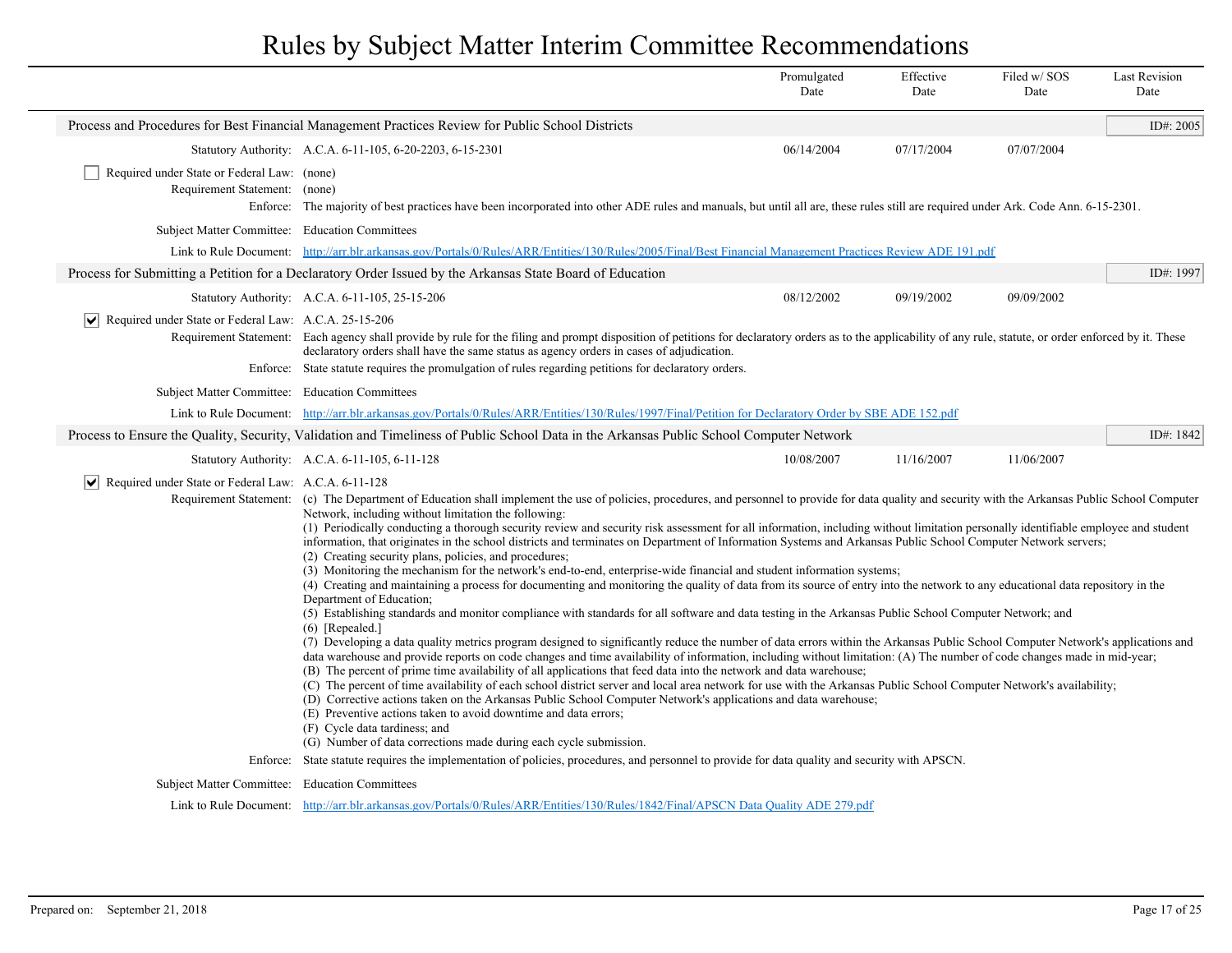# Rules by Subject Matter Interim Committee Recommendations

| | Promulgated Date | Effective Date | Filed w/ SOS Date | Last Revision Date |
|---|---|---|---|---|

## Process and Procedures for Best Financial Management Practices Review for Public School Districts

ID#: 2005

| | Promulgated Date | Effective Date | Filed w/ SOS Date | Last Revision Date |
|---|---|---|---|---|
| Statutory Authority: A.C.A. 6-11-105, 6-20-2203, 6-15-2301 | 06/14/2004 | 07/17/2004 | 07/07/2004 | |

- [ ] Required under State or Federal Law: (none)

**Requirement Statement:** (none)

**Enforce:** The majority of best practices have been incorporated into other ADE rules and manuals, but until all are, these rules still are required under Ark. Code Ann. 6-15-2301.

**Subject Matter Committee:** Education Committees

**Link to Rule Document:** http://arr.blr.arkansas.gov/Portals/0/Rules/ARR/Entities/130/Rules/2005/Final/Best Financial Management Practices Review ADE 191.pdf

## Process for Submitting a Petition for a Declaratory Order Issued by the Arkansas State Board of Education

ID#: 1997

| | Promulgated Date | Effective Date | Filed w/ SOS Date | Last Revision Date |
|---|---|---|---|---|
| Statutory Authority: A.C.A. 6-11-105, 25-15-206 | 08/12/2002 | 09/19/2002 | 09/09/2002 | |

- [x] Required under State or Federal Law: A.C.A. 25-15-206

**Requirement Statement:** Each agency shall provide by rule for the filing and prompt disposition of petitions for declaratory orders as to the applicability of any rule, statute, or order enforced by it. These declaratory orders shall have the same status as agency orders in cases of adjudication.

**Enforce:** State statute requires the promulgation of rules regarding petitions for declaratory orders.

**Subject Matter Committee:** Education Committees

**Link to Rule Document:** http://arr.blr.arkansas.gov/Portals/0/Rules/ARR/Entities/130/Rules/1997/Final/Petition for Declaratory Order by SBE ADE 152.pdf

## Process to Ensure the Quality, Security, Validation and Timeliness of Public School Data in the Arkansas Public School Computer Network

ID#: 1842

| | Promulgated Date | Effective Date | Filed w/ SOS Date | Last Revision Date |
|---|---|---|---|---|
| Statutory Authority: A.C.A. 6-11-105, 6-11-128 | 10/08/2007 | 11/16/2007 | 11/06/2007 | |

- [x] Required under State or Federal Law: A.C.A. 6-11-128

**Requirement Statement:** (c) The Department of Education shall implement the use of policies, procedures, and personnel to provide for data quality and security with the Arkansas Public School Computer Network, including without limitation the following:

(1) Periodically conducting a thorough security review and security risk assessment for all information, including without limitation personally identifiable employee and student information, that originates in the school districts and terminates on Department of Information Systems and Arkansas Public School Computer Network servers;
(2) Creating security plans, policies, and procedures;
(3) Monitoring the mechanism for the network's end-to-end, enterprise-wide financial and student information systems;
(4) Creating and maintaining a process for documenting and monitoring the quality of data from its source of entry into the network to any educational data repository in the Department of Education;
(5) Establishing standards and monitor compliance with standards for all software and data testing in the Arkansas Public School Computer Network; and
(6) [Repealed.]
(7) Developing a data quality metrics program designed to significantly reduce the number of data errors within the Arkansas Public School Computer Network's applications and data warehouse and provide reports on code changes and time availability of information, including without limitation: (A) The number of code changes made in mid-year;
(B) The percent of prime time availability of all applications that feed data into the network and data warehouse;
(C) The percent of time availability of each school district server and local area network for use with the Arkansas Public School Computer Network's availability;
(D) Corrective actions taken on the Arkansas Public School Computer Network's applications and data warehouse;
(E) Preventive actions taken to avoid downtime and data errors;
(F) Cycle data tardiness; and
(G) Number of data corrections made during each cycle submission.

**Enforce:** State statute requires the implementation of policies, procedures, and personnel to provide for data quality and security with APSCN.

**Subject Matter Committee:** Education Committees

**Link to Rule Document:** http://arr.blr.arkansas.gov/Portals/0/Rules/ARR/Entities/130/Rules/1842/Final/APSCN Data Quality ADE 279.pdf

Prepared on: September 21, 2018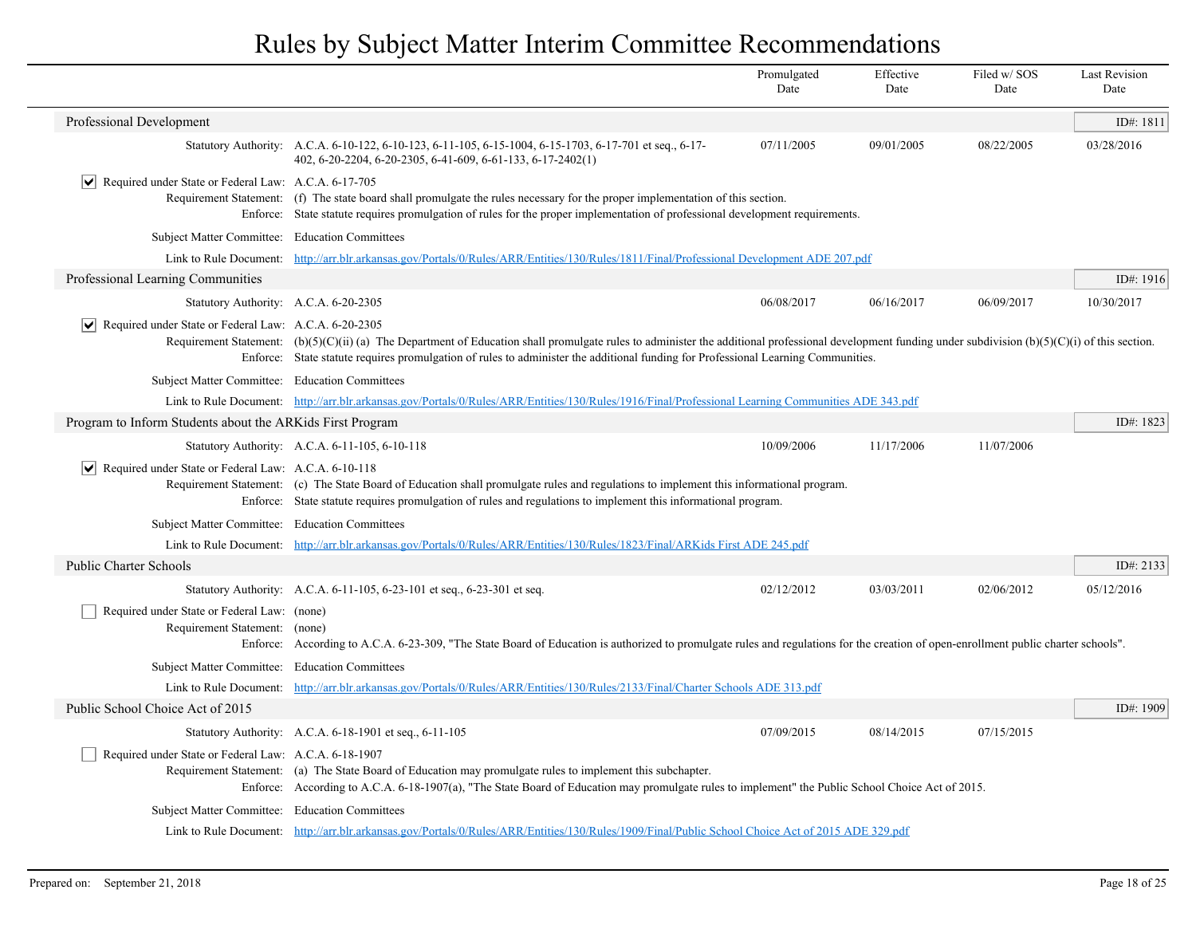# Rules by Subject Matter Interim Committee Recommendations

| | Promulgated Date | Effective Date | Filed w/ SOS Date | Last Revision Date |
|---|---|---|---|---|

## Professional Development

ID#: 1811

| | | Promulgated Date | Effective Date | Filed w/ SOS Date | Last Revision Date |
|---|---|---|---|---|---|
| Statutory Authority: | A.C.A. 6-10-122, 6-10-123, 6-11-105, 6-15-1004, 6-15-1703, 6-17-701 et seq., 6-17-402, 6-20-2204, 6-20-2305, 6-41-609, 6-61-133, 6-17-2402(1) | 07/11/2005 | 09/01/2005 | 08/22/2005 | 03/28/2016 |

- [x] Required under State or Federal Law: A.C.A. 6-17-705

**Requirement Statement:** (f) The state board shall promulgate the rules necessary for the proper implementation of this section.

**Enforce:** State statute requires promulgation of rules for the proper implementation of professional development requirements.

**Subject Matter Committee:** Education Committees

**Link to Rule Document:** http://arr.blr.arkansas.gov/Portals/0/Rules/ARR/Entities/130/Rules/1811/Final/Professional Development ADE 207.pdf

## Professional Learning Communities

ID#: 1916

| | | Promulgated Date | Effective Date | Filed w/ SOS Date | Last Revision Date |
|---|---|---|---|---|---|
| Statutory Authority: | A.C.A. 6-20-2305 | 06/08/2017 | 06/16/2017 | 06/09/2017 | 10/30/2017 |

- [x] Required under State or Federal Law: A.C.A. 6-20-2305

**Requirement Statement:** (b)(5)(C)(ii) (a) The Department of Education shall promulgate rules to administer the additional professional development funding under subdivision (b)(5)(C)(i) of this section.

**Enforce:** State statute requires promulgation of rules to administer the additional funding for Professional Learning Communities.

**Subject Matter Committee:** Education Committees

**Link to Rule Document:** http://arr.blr.arkansas.gov/Portals/0/Rules/ARR/Entities/130/Rules/1916/Final/Professional Learning Communities ADE 343.pdf

## Program to Inform Students about the ARKids First Program

ID#: 1823

| | | Promulgated Date | Effective Date | Filed w/ SOS Date | Last Revision Date |
|---|---|---|---|---|---|
| Statutory Authority: | A.C.A. 6-11-105, 6-10-118 | 10/09/2006 | 11/17/2006 | 11/07/2006 | |

- [x] Required under State or Federal Law: A.C.A. 6-10-118

**Requirement Statement:** (c) The State Board of Education shall promulgate rules and regulations to implement this informational program.

**Enforce:** State statute requires promulgation of rules and regulations to implement this informational program.

**Subject Matter Committee:** Education Committees

**Link to Rule Document:** http://arr.blr.arkansas.gov/Portals/0/Rules/ARR/Entities/130/Rules/1823/Final/ARKids First ADE 245.pdf

## Public Charter Schools

ID#: 2133

| | | Promulgated Date | Effective Date | Filed w/ SOS Date | Last Revision Date |
|---|---|---|---|---|---|
| Statutory Authority: | A.C.A. 6-11-105, 6-23-101 et seq., 6-23-301 et seq. | 02/12/2012 | 03/03/2011 | 02/06/2012 | 05/12/2016 |

- [ ] Required under State or Federal Law: (none)

**Requirement Statement:** (none)

**Enforce:** According to A.C.A. 6-23-309, "The State Board of Education is authorized to promulgate rules and regulations for the creation of open-enrollment public charter schools".

**Subject Matter Committee:** Education Committees

**Link to Rule Document:** http://arr.blr.arkansas.gov/Portals/0/Rules/ARR/Entities/130/Rules/2133/Final/Charter Schools ADE 313.pdf

## Public School Choice Act of 2015

ID#: 1909

| | | Promulgated Date | Effective Date | Filed w/ SOS Date | Last Revision Date |
|---|---|---|---|---|---|
| Statutory Authority: | A.C.A. 6-18-1901 et seq., 6-11-105 | 07/09/2015 | 08/14/2015 | 07/15/2015 | |

- [ ] Required under State or Federal Law: A.C.A. 6-18-1907

**Requirement Statement:** (a) The State Board of Education may promulgate rules to implement this subchapter.

**Enforce:** According to A.C.A. 6-18-1907(a), "The State Board of Education may promulgate rules to implement" the Public School Choice Act of 2015.

**Subject Matter Committee:** Education Committees

**Link to Rule Document:** http://arr.blr.arkansas.gov/Portals/0/Rules/ARR/Entities/130/Rules/1909/Final/Public School Choice Act of 2015 ADE 329.pdf

Prepared on: September 21, 2018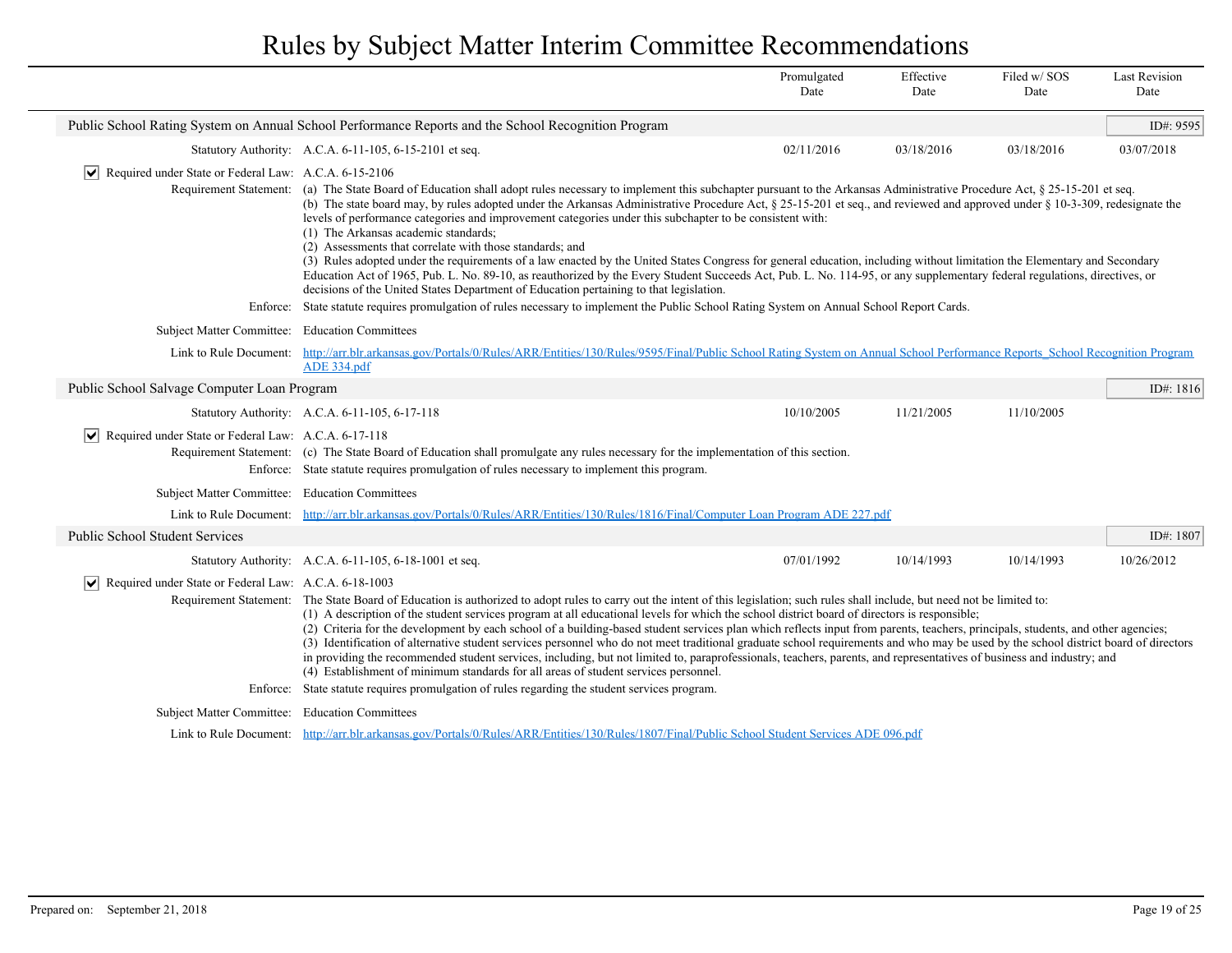# Rules by Subject Matter Interim Committee Recommendations

| | | Promulgated Date | Effective Date | Filed w/ SOS Date | Last Revision Date |
|---|---|---|---|---|---|

## Public School Rating System on Annual School Performance Reports and the School Recognition Program

**ID#: 9595**

| | | Promulgated Date | Effective Date | Filed w/ SOS Date | Last Revision Date |
|---|---|---|---|---|---|
| Statutory Authority: | A.C.A. 6-11-105, 6-15-2101 et seq. | 02/11/2016 | 03/18/2016 | 03/18/2016 | 03/07/2018 |

☑ Required under State or Federal Law: A.C.A. 6-15-2106

Requirement Statement: (a) The State Board of Education shall adopt rules necessary to implement this subchapter pursuant to the Arkansas Administrative Procedure Act, § 25-15-201 et seq.
(b) The state board may, by rules adopted under the Arkansas Administrative Procedure Act, § 25-15-201 et seq., and reviewed and approved under § 10-3-309, redesignate the levels of performance categories and improvement categories under this subchapter to be consistent with:
(1) The Arkansas academic standards;
(2) Assessments that correlate with those standards; and
(3) Rules adopted under the requirements of a law enacted by the United States Congress for general education, including without limitation the Elementary and Secondary Education Act of 1965, Pub. L. No. 89-10, as reauthorized by the Every Student Succeeds Act, Pub. L. No. 114-95, or any supplementary federal regulations, directives, or decisions of the United States Department of Education pertaining to that legislation.

Enforce: State statute requires promulgation of rules necessary to implement the Public School Rating System on Annual School Report Cards.

Subject Matter Committee: Education Committees

Link to Rule Document: http://arr.blr.arkansas.gov/Portals/0/Rules/ARR/Entities/130/Rules/9595/Final/Public School Rating System on Annual School Performance Reports_School Recognition Program ADE 334.pdf

## Public School Salvage Computer Loan Program

**ID#: 1816**

| | | Promulgated Date | Effective Date | Filed w/ SOS Date | Last Revision Date |
|---|---|---|---|---|---|
| Statutory Authority: | A.C.A. 6-11-105, 6-17-118 | 10/10/2005 | 11/21/2005 | 11/10/2005 | |

☑ Required under State or Federal Law: A.C.A. 6-17-118

Requirement Statement: (c) The State Board of Education shall promulgate any rules necessary for the implementation of this section.

Enforce: State statute requires promulgation of rules necessary to implement this program.

Subject Matter Committee: Education Committees

Link to Rule Document: http://arr.blr.arkansas.gov/Portals/0/Rules/ARR/Entities/130/Rules/1816/Final/Computer Loan Program ADE 227.pdf

## Public School Student Services

**ID#: 1807**

| | | Promulgated Date | Effective Date | Filed w/ SOS Date | Last Revision Date |
|---|---|---|---|---|---|
| Statutory Authority: | A.C.A. 6-11-105, 6-18-1001 et seq. | 07/01/1992 | 10/14/1993 | 10/14/1993 | 10/26/2012 |

☑ Required under State or Federal Law: A.C.A. 6-18-1003

Requirement Statement: The State Board of Education is authorized to adopt rules to carry out the intent of this legislation; such rules shall include, but need not be limited to:
(1) A description of the student services program at all educational levels for which the school district board of directors is responsible;
(2) Criteria for the development by each school of a building-based student services plan which reflects input from parents, teachers, principals, students, and other agencies;
(3) Identification of alternative student services personnel who do not meet traditional graduate school requirements and who may be used by the school district board of directors in providing the recommended student services, including, but not limited to, paraprofessionals, teachers, parents, and representatives of business and industry; and
(4) Establishment of minimum standards for all areas of student services personnel.

Enforce: State statute requires promulgation of rules regarding the student services program.

Subject Matter Committee: Education Committees

Link to Rule Document: http://arr.blr.arkansas.gov/Portals/0/Rules/ARR/Entities/130/Rules/1807/Final/Public School Student Services ADE 096.pdf

Prepared on: September 21, 2018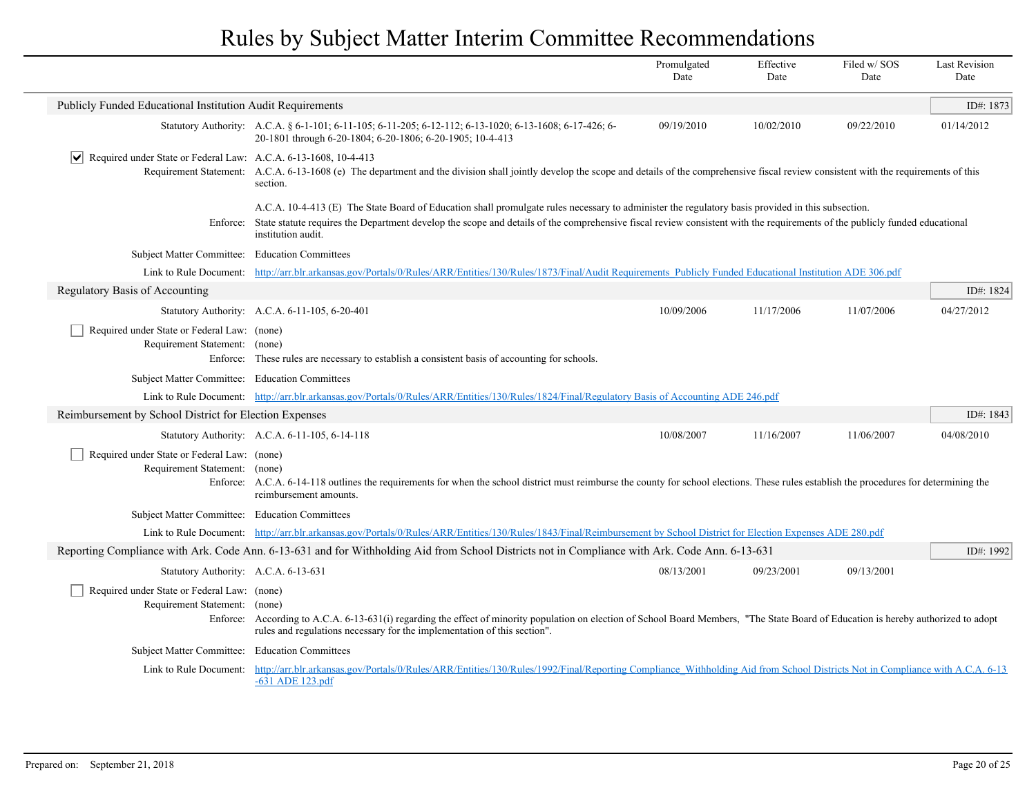# Rules by Subject Matter Interim Committee Recommendations

## Publicly Funded Educational Institution Audit Requirements

ID#: 1873

| Promulgated Date | Effective Date | Filed w/ SOS Date | Last Revision Date |
|---|---|---|---|
| 09/19/2010 | 10/02/2010 | 09/22/2010 | 01/14/2012 |

**Statutory Authority:** A.C.A. § 6-1-101; 6-11-105; 6-11-205; 6-12-112; 6-13-1020; 6-13-1608; 6-17-426; 6-20-1801 through 6-20-1804; 6-20-1806; 6-20-1905; 10-4-413

☑ **Required under State or Federal Law:** A.C.A. 6-13-1608, 10-4-413

**Requirement Statement:** A.C.A. 6-13-1608 (e) The department and the division shall jointly develop the scope and details of the comprehensive fiscal review consistent with the requirements of this section.

A.C.A. 10-4-413 (E) The State Board of Education shall promulgate rules necessary to administer the regulatory basis provided in this subsection.

**Enforce:** State statute requires the Department develop the scope and details of the comprehensive fiscal review consistent with the requirements of the publicly funded educational institution audit.

**Subject Matter Committee:** Education Committees

**Link to Rule Document:** http://arr.blr.arkansas.gov/Portals/0/Rules/ARR/Entities/130/Rules/1873/Final/Audit Requirements_Publicly Funded Educational Institution ADE 306.pdf

## Regulatory Basis of Accounting

ID#: 1824

| Promulgated Date | Effective Date | Filed w/ SOS Date | Last Revision Date |
|---|---|---|---|
| 10/09/2006 | 11/17/2006 | 11/07/2006 | 04/27/2012 |

**Statutory Authority:** A.C.A. 6-11-105, 6-20-401

☐ **Required under State or Federal Law:** (none)

**Requirement Statement:** (none)

**Enforce:** These rules are necessary to establish a consistent basis of accounting for schools.

**Subject Matter Committee:** Education Committees

**Link to Rule Document:** http://arr.blr.arkansas.gov/Portals/0/Rules/ARR/Entities/130/Rules/1824/Final/Regulatory Basis of Accounting ADE 246.pdf

## Reimbursement by School District for Election Expenses

ID#: 1843

| Promulgated Date | Effective Date | Filed w/ SOS Date | Last Revision Date |
|---|---|---|---|
| 10/08/2007 | 11/16/2007 | 11/06/2007 | 04/08/2010 |

**Statutory Authority:** A.C.A. 6-11-105, 6-14-118

☐ **Required under State or Federal Law:** (none)

**Requirement Statement:** (none)

**Enforce:** A.C.A. 6-14-118 outlines the requirements for when the school district must reimburse the county for school elections. These rules establish the procedures for determining the reimbursement amounts.

**Subject Matter Committee:** Education Committees

**Link to Rule Document:** http://arr.blr.arkansas.gov/Portals/0/Rules/ARR/Entities/130/Rules/1843/Final/Reimbursement by School District for Election Expenses ADE 280.pdf

## Reporting Compliance with Ark. Code Ann. 6-13-631 and for Withholding Aid from School Districts not in Compliance with Ark. Code Ann. 6-13-631

ID#: 1992

| Promulgated Date | Effective Date | Filed w/ SOS Date | Last Revision Date |
|---|---|---|---|
| 08/13/2001 | 09/23/2001 | 09/13/2001 | |

**Statutory Authority:** A.C.A. 6-13-631

☐ **Required under State or Federal Law:** (none)

**Requirement Statement:** (none)

**Enforce:** According to A.C.A. 6-13-631(i) regarding the effect of minority population on election of School Board Members, "The State Board of Education is hereby authorized to adopt rules and regulations necessary for the implementation of this section".

**Subject Matter Committee:** Education Committees

**Link to Rule Document:** http://arr.blr.arkansas.gov/Portals/0/Rules/ARR/Entities/130/Rules/1992/Final/Reporting Compliance_Withholding Aid from School Districts Not in Compliance with A.C.A. 6-13-631 ADE 123.pdf

Prepared on: September 21, 2018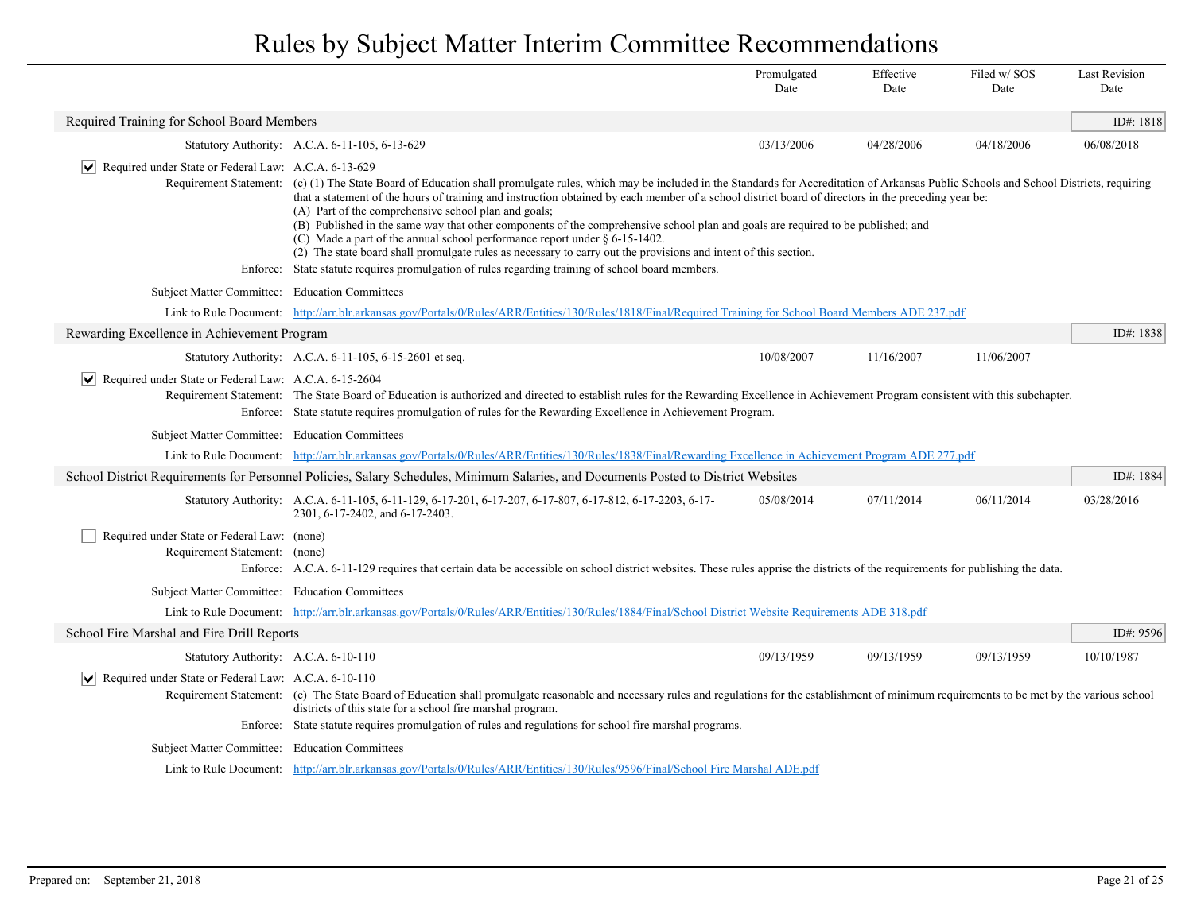# Rules by Subject Matter Interim Committee Recommendations

| | Promulgated Date | Effective Date | Filed w/ SOS Date | Last Revision Date |
|---|---|---|---|---|

## Required Training for School Board Members

ID#: 1818

| | Promulgated Date | Effective Date | Filed w/ SOS Date | Last Revision Date |
|---|---|---|---|---|
| Statutory Authority: A.C.A. 6-11-105, 6-13-629 | 03/13/2006 | 04/28/2006 | 04/18/2006 | 06/08/2018 |

☑ Required under State or Federal Law: A.C.A. 6-13-629

Requirement Statement: (c) (1) The State Board of Education shall promulgate rules, which may be included in the Standards for Accreditation of Arkansas Public Schools and School Districts, requiring that a statement of the hours of training and instruction obtained by each member of a school district board of directors in the preceding year be:
(A) Part of the comprehensive school plan and goals;
(B) Published in the same way that other components of the comprehensive school plan and goals are required to be published; and
(C) Made a part of the annual school performance report under § 6-15-1402.
(2) The state board shall promulgate rules as necessary to carry out the provisions and intent of this section.

Enforce: State statute requires promulgation of rules regarding training of school board members.

Subject Matter Committee: Education Committees

Link to Rule Document: [http://arr.blr.arkansas.gov/Portals/0/Rules/ARR/Entities/130/Rules/1818/Final/Required Training for School Board Members ADE 237.pdf](http://arr.blr.arkansas.gov/Portals/0/Rules/ARR/Entities/130/Rules/1818/Final/Required Training for School Board Members ADE 237.pdf)

## Rewarding Excellence in Achievement Program

ID#: 1838

| | Promulgated Date | Effective Date | Filed w/ SOS Date | Last Revision Date |
|---|---|---|---|---|
| Statutory Authority: A.C.A. 6-11-105, 6-15-2601 et seq. | 10/08/2007 | 11/16/2007 | 11/06/2007 | |

☑ Required under State or Federal Law: A.C.A. 6-15-2604

Requirement Statement: The State Board of Education is authorized and directed to establish rules for the Rewarding Excellence in Achievement Program consistent with this subchapter.

Enforce: State statute requires promulgation of rules for the Rewarding Excellence in Achievement Program.

Subject Matter Committee: Education Committees

Link to Rule Document: [http://arr.blr.arkansas.gov/Portals/0/Rules/ARR/Entities/130/Rules/1838/Final/Rewarding Excellence in Achievement Program ADE 277.pdf](http://arr.blr.arkansas.gov/Portals/0/Rules/ARR/Entities/130/Rules/1838/Final/Rewarding Excellence in Achievement Program ADE 277.pdf)

## School District Requirements for Personnel Policies, Salary Schedules, Minimum Salaries, and Documents Posted to District Websites

ID#: 1884

| | Promulgated Date | Effective Date | Filed w/ SOS Date | Last Revision Date |
|---|---|---|---|---|
| Statutory Authority: A.C.A. 6-11-105, 6-11-129, 6-17-201, 6-17-207, 6-17-807, 6-17-812, 6-17-2203, 6-17-2301, 6-17-2402, and 6-17-2403. | 05/08/2014 | 07/11/2014 | 06/11/2014 | 03/28/2016 |

☐ Required under State or Federal Law: (none)

Requirement Statement: (none)

Enforce: A.C.A. 6-11-129 requires that certain data be accessible on school district websites. These rules apprise the districts of the requirements for publishing the data.

Subject Matter Committee: Education Committees

Link to Rule Document: [http://arr.blr.arkansas.gov/Portals/0/Rules/ARR/Entities/130/Rules/1884/Final/School District Website Requirements ADE 318.pdf](http://arr.blr.arkansas.gov/Portals/0/Rules/ARR/Entities/130/Rules/1884/Final/School District Website Requirements ADE 318.pdf)

## School Fire Marshal and Fire Drill Reports

ID#: 9596

| | Promulgated Date | Effective Date | Filed w/ SOS Date | Last Revision Date |
|---|---|---|---|---|
| Statutory Authority: A.C.A. 6-10-110 | 09/13/1959 | 09/13/1959 | 09/13/1959 | 10/10/1987 |

☑ Required under State or Federal Law: A.C.A. 6-10-110

Requirement Statement: (c) The State Board of Education shall promulgate reasonable and necessary rules and regulations for the establishment of minimum requirements to be met by the various school districts of this state for a school fire marshal program.

Enforce: State statute requires promulgation of rules and regulations for school fire marshal programs.

Subject Matter Committee: Education Committees

Link to Rule Document: [http://arr.blr.arkansas.gov/Portals/0/Rules/ARR/Entities/130/Rules/9596/Final/School Fire Marshal ADE.pdf](http://arr.blr.arkansas.gov/Portals/0/Rules/ARR/Entities/130/Rules/9596/Final/School Fire Marshal ADE.pdf)

Prepared on: September 21, 2018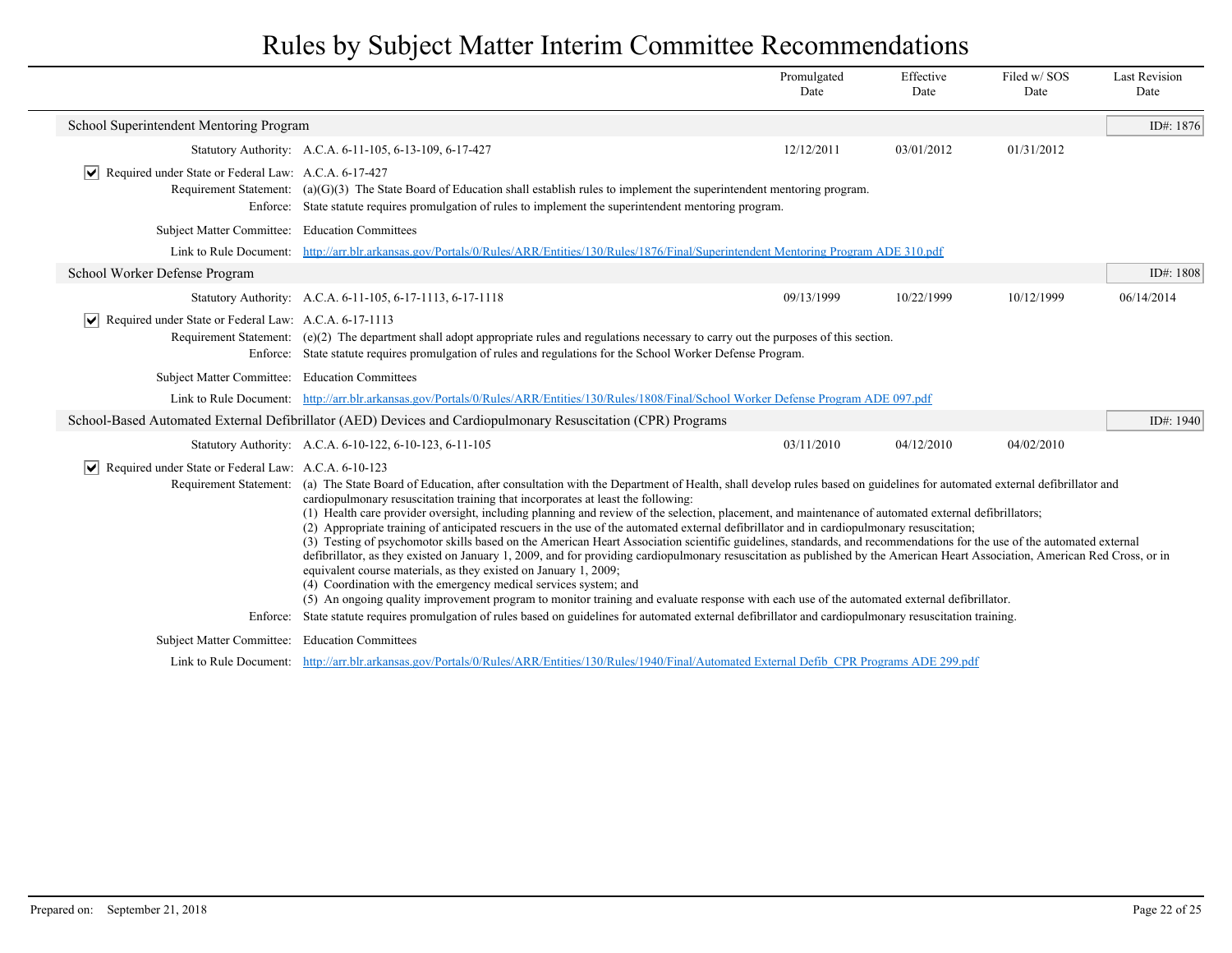# Rules by Subject Matter Interim Committee Recommendations

| | Promulgated Date | Effective Date | Filed w/ SOS Date | Last Revision Date |
|---|---|---|---|---|

## School Superintendent Mentoring Program

ID#: 1876

| | Promulgated Date | Effective Date | Filed w/ SOS Date | Last Revision Date |
|---|---|---|---|---|
| Statutory Authority: A.C.A. 6-11-105, 6-13-109, 6-17-427 | 12/12/2011 | 03/01/2012 | 01/31/2012 | |

☑ Required under State or Federal Law: A.C.A. 6-17-427

Requirement Statement: (a)(G)(3) The State Board of Education shall establish rules to implement the superintendent mentoring program.

Enforce: State statute requires promulgation of rules to implement the superintendent mentoring program.

Subject Matter Committee: Education Committees

Link to Rule Document: http://arr.blr.arkansas.gov/Portals/0/Rules/ARR/Entities/130/Rules/1876/Final/Superintendent Mentoring Program ADE 310.pdf

## School Worker Defense Program

ID#: 1808

| | Promulgated Date | Effective Date | Filed w/ SOS Date | Last Revision Date |
|---|---|---|---|---|
| Statutory Authority: A.C.A. 6-11-105, 6-17-1113, 6-17-1118 | 09/13/1999 | 10/22/1999 | 10/12/1999 | 06/14/2014 |

☑ Required under State or Federal Law: A.C.A. 6-17-1113

Requirement Statement: (e)(2) The department shall adopt appropriate rules and regulations necessary to carry out the purposes of this section.

Enforce: State statute requires promulgation of rules and regulations for the School Worker Defense Program.

Subject Matter Committee: Education Committees

Link to Rule Document: http://arr.blr.arkansas.gov/Portals/0/Rules/ARR/Entities/130/Rules/1808/Final/School Worker Defense Program ADE 097.pdf

## School-Based Automated External Defibrillator (AED) Devices and Cardiopulmonary Resuscitation (CPR) Programs

ID#: 1940

| | Promulgated Date | Effective Date | Filed w/ SOS Date | Last Revision Date |
|---|---|---|---|---|
| Statutory Authority: A.C.A. 6-10-122, 6-10-123, 6-11-105 | 03/11/2010 | 04/12/2010 | 04/02/2010 | |

☑ Required under State or Federal Law: A.C.A. 6-10-123

Requirement Statement: (a) The State Board of Education, after consultation with the Department of Health, shall develop rules based on guidelines for automated external defibrillator and cardiopulmonary resuscitation training that incorporates at least the following:
(1) Health care provider oversight, including planning and review of the selection, placement, and maintenance of automated external defibrillators;
(2) Appropriate training of anticipated rescuers in the use of the automated external defibrillator and in cardiopulmonary resuscitation;
(3) Testing of psychomotor skills based on the American Heart Association scientific guidelines, standards, and recommendations for the use of the automated external defibrillator, as they existed on January 1, 2009, and for providing cardiopulmonary resuscitation as published by the American Heart Association, American Red Cross, or in equivalent course materials, as they existed on January 1, 2009;
(4) Coordination with the emergency medical services system; and
(5) An ongoing quality improvement program to monitor training and evaluate response with each use of the automated external defibrillator.

Enforce: State statute requires promulgation of rules based on guidelines for automated external defibrillator and cardiopulmonary resuscitation training.

Subject Matter Committee: Education Committees

Link to Rule Document: http://arr.blr.arkansas.gov/Portals/0/Rules/ARR/Entities/130/Rules/1940/Final/Automated External Defib_CPR Programs ADE 299.pdf

Prepared on: September 21, 2018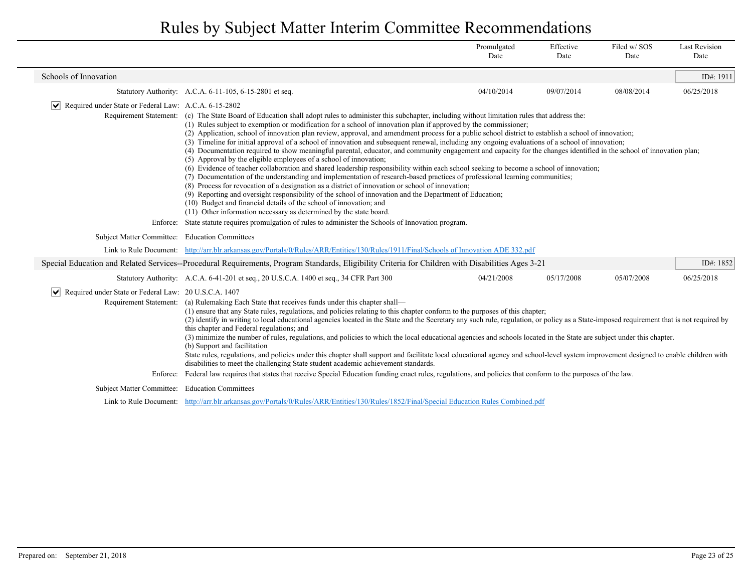| | Promulgated Date | Effective Date | Filed w/ SOS Date | Last Revision Date |
|---|---|---|---|---|

## Schools of Innovation

ID#: 1911

| Statutory Authority: A.C.A. 6-11-105, 6-15-2801 et seq. | 04/10/2014 | 09/07/2014 | 08/08/2014 | 06/25/2018 |
|---|---|---|---|---|

☑ Required under State or Federal Law: A.C.A. 6-15-2802

Requirement Statement: (c) The State Board of Education shall adopt rules to administer this subchapter, including without limitation rules that address the:
(1) Rules subject to exemption or modification for a school of innovation plan if approved by the commissioner;
(2) Application, school of innovation plan review, approval, and amendment process for a public school district to establish a school of innovation;
(3) Timeline for initial approval of a school of innovation and subsequent renewal, including any ongoing evaluations of a school of innovation;
(4) Documentation required to show meaningful parental, educator, and community engagement and capacity for the changes identified in the school of innovation plan;
(5) Approval by the eligible employees of a school of innovation;
(6) Evidence of teacher collaboration and shared leadership responsibility within each school seeking to become a school of innovation;
(7) Documentation of the understanding and implementation of research-based practices of professional learning communities;
(8) Process for revocation of a designation as a district of innovation or school of innovation;
(9) Reporting and oversight responsibility of the school of innovation and the Department of Education;
(10) Budget and financial details of the school of innovation; and
(11) Other information necessary as determined by the state board.

Enforce: State statute requires promulgation of rules to administer the Schools of Innovation program.

Subject Matter Committee: Education Committees

Link to Rule Document: http://arr.blr.arkansas.gov/Portals/0/Rules/ARR/Entities/130/Rules/1911/Final/Schools of Innovation ADE 332.pdf

## Special Education and Related Services--Procedural Requirements, Program Standards, Eligibility Criteria for Children with Disabilities Ages 3-21

ID#: 1852

| Statutory Authority: A.C.A. 6-41-201 et seq., 20 U.S.C.A. 1400 et seq., 34 CFR Part 300 | 04/21/2008 | 05/17/2008 | 05/07/2008 | 06/25/2018 |
|---|---|---|---|---|

☑ Required under State or Federal Law: 20 U.S.C.A. 1407

Requirement Statement: (a) Rulemaking Each State that receives funds under this chapter shall—
(1) ensure that any State rules, regulations, and policies relating to this chapter conform to the purposes of this chapter;
(2) identify in writing to local educational agencies located in the State and the Secretary any such rule, regulation, or policy as a State-imposed requirement that is not required by this chapter and Federal regulations; and
(3) minimize the number of rules, regulations, and policies to which the local educational agencies and schools located in the State are subject under this chapter.
(b) Support and facilitation
State rules, regulations, and policies under this chapter shall support and facilitate local educational agency and school-level system improvement designed to enable children with disabilities to meet the challenging State student academic achievement standards.

Enforce: Federal law requires that states that receive Special Education funding enact rules, regulations, and policies that conform to the purposes of the law.

Subject Matter Committee: Education Committees

Link to Rule Document: http://arr.blr.arkansas.gov/Portals/0/Rules/ARR/Entities/130/Rules/1852/Final/Special Education Rules Combined.pdf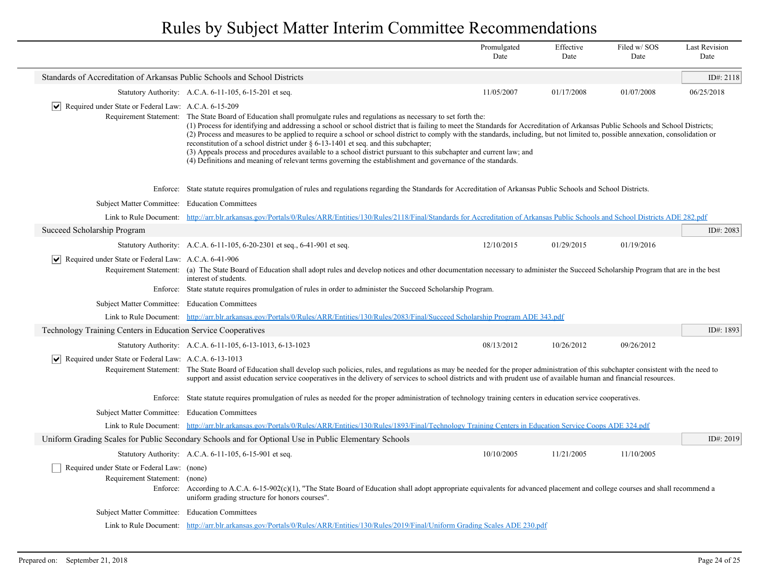# Rules by Subject Matter Interim Committee Recommendations

| | Promulgated Date | Effective Date | Filed w/ SOS Date | Last Revision Date |
|---|---|---|---|---|

## Standards of Accreditation of Arkansas Public Schools and School Districts

**ID#: 2118**

| | Promulgated Date | Effective Date | Filed w/ SOS Date | Last Revision Date |
|---|---|---|---|---|
| Statutory Authority: A.C.A. 6-11-105, 6-15-201 et seq. | 11/05/2007 | 01/17/2008 | 01/07/2008 | 06/25/2018 |

☑ **Required under State or Federal Law:** A.C.A. 6-15-209

**Requirement Statement:** The State Board of Education shall promulgate rules and regulations as necessary to set forth the:
(1) Process for identifying and addressing a school or school district that is failing to meet the Standards for Accreditation of Arkansas Public Schools and School Districts;
(2) Process and measures to be applied to require a school or school district to comply with the standards, including, but not limited to, possible annexation, consolidation or reconstitution of a school district under § 6-13-1401 et seq. and this subchapter;
(3) Appeals process and procedures available to a school district pursuant to this subchapter and current law; and
(4) Definitions and meaning of relevant terms governing the establishment and governance of the standards.

**Enforce:** State statute requires promulgation of rules and regulations regarding the Standards for Accreditation of Arkansas Public Schools and School Districts.

**Subject Matter Committee:** Education Committees

**Link to Rule Document:** http://arr.blr.arkansas.gov/Portals/0/Rules/ARR/Entities/130/Rules/2118/Final/Standards for Accreditation of Arkansas Public Schools and School Districts ADE 282.pdf

## Succeed Scholarship Program

**ID#: 2083**

| | Promulgated Date | Effective Date | Filed w/ SOS Date | Last Revision Date |
|---|---|---|---|---|
| Statutory Authority: A.C.A. 6-11-105, 6-20-2301 et seq., 6-41-901 et seq. | 12/10/2015 | 01/29/2015 | 01/19/2016 | |

☑ **Required under State or Federal Law:** A.C.A. 6-41-906

**Requirement Statement:** (a) The State Board of Education shall adopt rules and develop notices and other documentation necessary to administer the Succeed Scholarship Program that are in the best interest of students.

**Enforce:** State statute requires promulgation of rules in order to administer the Succeed Scholarship Program.

**Subject Matter Committee:** Education Committees

**Link to Rule Document:** http://arr.blr.arkansas.gov/Portals/0/Rules/ARR/Entities/130/Rules/2083/Final/Succeed Scholarship Program ADE 343.pdf

## Technology Training Centers in Education Service Cooperatives

**ID#: 1893**

| | Promulgated Date | Effective Date | Filed w/ SOS Date | Last Revision Date |
|---|---|---|---|---|
| Statutory Authority: A.C.A. 6-11-105, 6-13-1013, 6-13-1023 | 08/13/2012 | 10/26/2012 | 09/26/2012 | |

☑ **Required under State or Federal Law:** A.C.A. 6-13-1013

**Requirement Statement:** The State Board of Education shall develop such policies, rules, and regulations as may be needed for the proper administration of this subchapter consistent with the need to support and assist education service cooperatives in the delivery of services to school districts and with prudent use of available human and financial resources.

**Enforce:** State statute requires promulgation of rules as needed for the proper administration of technology training centers in education service cooperatives.

**Subject Matter Committee:** Education Committees

**Link to Rule Document:** http://arr.blr.arkansas.gov/Portals/0/Rules/ARR/Entities/130/Rules/1893/Final/Technology Training Centers in Education Service Coops ADE 324.pdf

## Uniform Grading Scales for Public Secondary Schools and for Optional Use in Public Elementary Schools

**ID#: 2019**

| | Promulgated Date | Effective Date | Filed w/ SOS Date | Last Revision Date |
|---|---|---|---|---|
| Statutory Authority: A.C.A. 6-11-105, 6-15-901 et seq. | 10/10/2005 | 11/21/2005 | 11/10/2005 | |

☐ **Required under State or Federal Law:** (none)

**Requirement Statement:** (none)

**Enforce:** According to A.C.A. 6-15-902(c)(1), "The State Board of Education shall adopt appropriate equivalents for advanced placement and college courses and shall recommend a uniform grading structure for honors courses".

**Subject Matter Committee:** Education Committees

**Link to Rule Document:** http://arr.blr.arkansas.gov/Portals/0/Rules/ARR/Entities/130/Rules/2019/Final/Uniform Grading Scales ADE 230.pdf

Prepared on: September 21, 2018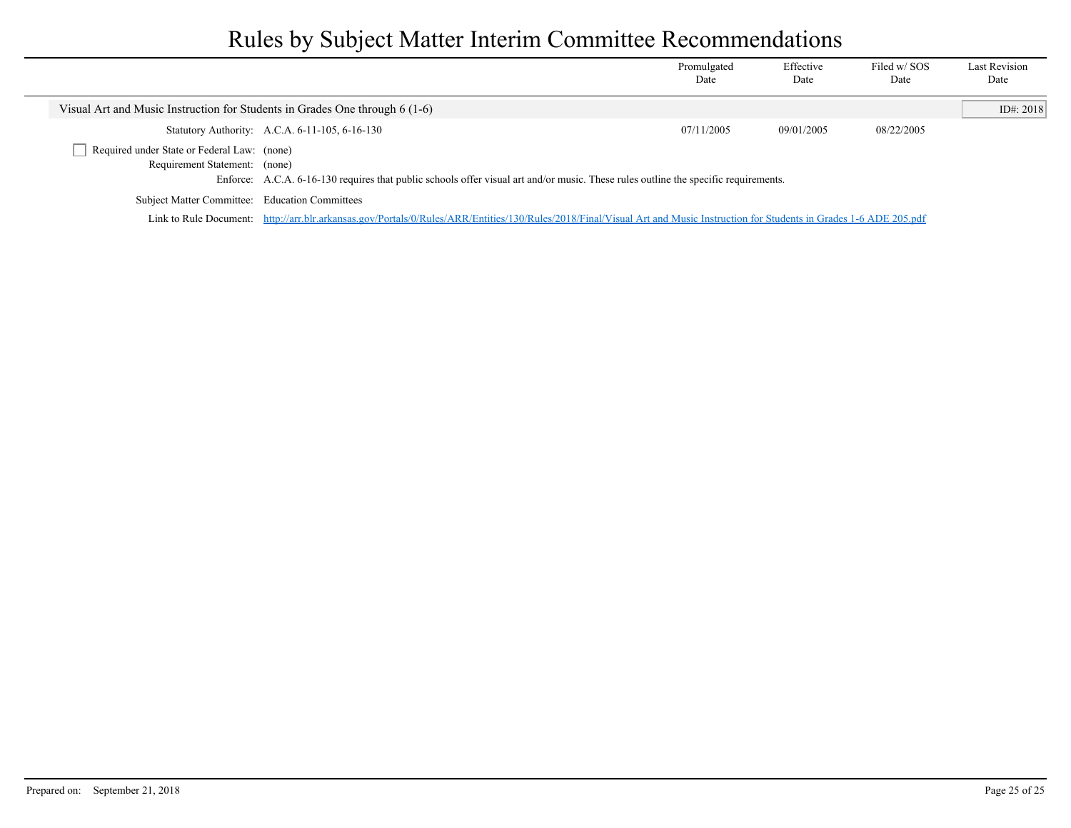| | Promulgated Date | Effective Date | Filed w/ SOS Date | Last Revision Date |
|---|---|---|---|---|
| **Visual Art and Music Instruction for Students in Grades One through 6 (1-6)** | | | | ID#: 2018 |
| Statutory Authority: A.C.A. 6-11-105, 6-16-130 | 07/11/2005 | 09/01/2005 | 08/22/2005 | |

☐ Required under State or Federal Law: (none)

Requirement Statement: (none)

Enforce: A.C.A. 6-16-130 requires that public schools offer visual art and/or music. These rules outline the specific requirements.

Subject Matter Committee: Education Committees

Link to Rule Document: [http://arr.blr.arkansas.gov/Portals/0/Rules/ARR/Entities/130/Rules/2018/Final/Visual Art and Music Instruction for Students in Grades 1-6 ADE 205.pdf](http://arr.blr.arkansas.gov/Portals/0/Rules/ARR/Entities/130/Rules/2018/Final/Visual%20Art%20and%20Music%20Instruction%20for%20Students%20in%20Grades%201-6%20ADE%20205.pdf)